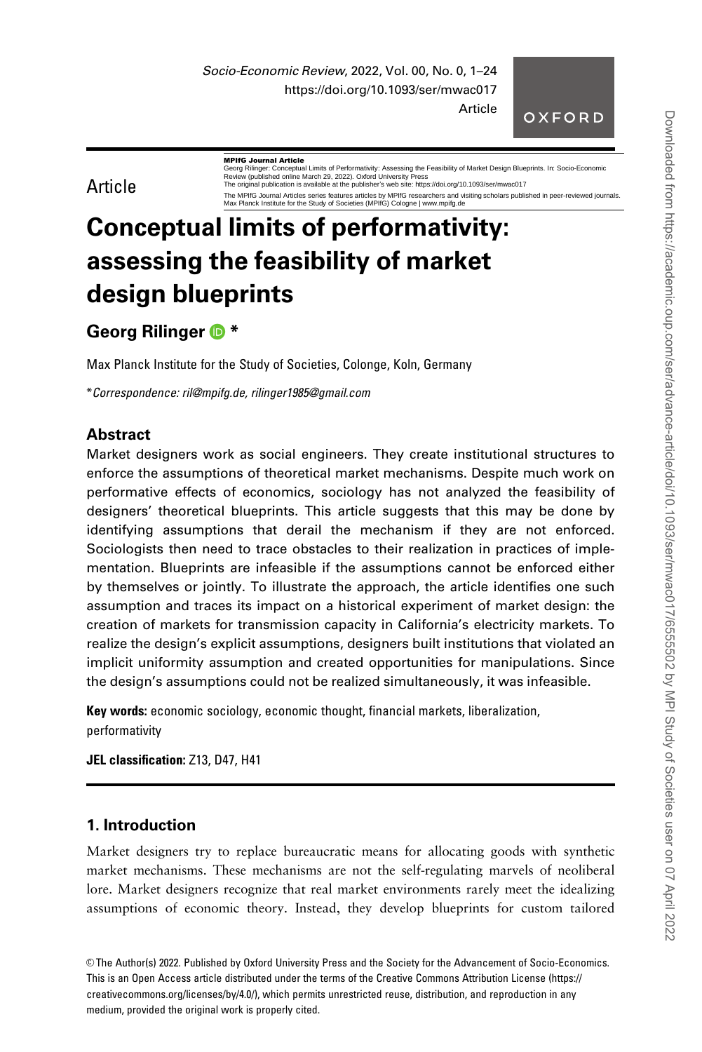Article

MPIfG Journal Article
Georg Rilinger: Conceptual Limits of Performativity: Assessing the Feasibility of Market Design Blueprints. In: Socio-Economic Review (published online March 29, 2022). Oxford University Press
The original publication is available at the publisher's web site: https://doi.org/10.1093/ser/mwac017
The MPIfG Journal Articles series features articles by MPIfG researchers and visiting scholars published in peer-reviewed journals.
Max Planck Institute for the Study of Societies (MPIfG) Cologne | www.mpifg.de

# Conceptual limits of performativity: assessing the feasibility of market design blueprints

**Georg Rilinger** *

Max Planck Institute for the Study of Societies, Colonge, Koln, Germany

**Correspondence: ril@mpifg.de, rilinger1985@gmail.com*

## Abstract

Market designers work as social engineers. They create institutional structures to enforce the assumptions of theoretical market mechanisms. Despite much work on performative effects of economics, sociology has not analyzed the feasibility of designers' theoretical blueprints. This article suggests that this may be done by identifying assumptions that derail the mechanism if they are not enforced. Sociologists then need to trace obstacles to their realization in practices of implementation. Blueprints are infeasible if the assumptions cannot be enforced either by themselves or jointly. To illustrate the approach, the article identifies one such assumption and traces its impact on a historical experiment of market design: the creation of markets for transmission capacity in California's electricity markets. To realize the design's explicit assumptions, designers built institutions that violated an implicit uniformity assumption and created opportunities for manipulations. Since the design's assumptions could not be realized simultaneously, it was infeasible.

**Key words:** economic sociology, economic thought, financial markets, liberalization, performativity

**JEL classification:** Z13, D47, H41

## 1. Introduction

Market designers try to replace bureaucratic means for allocating goods with synthetic market mechanisms. These mechanisms are not the self-regulating marvels of neoliberal lore. Market designers recognize that real market environments rarely meet the idealizing assumptions of economic theory. Instead, they develop blueprints for custom tailored

© The Author(s) 2022. Published by Oxford University Press and the Society for the Advancement of Socio-Economics. This is an Open Access article distributed under the terms of the Creative Commons Attribution License (https://creativecommons.org/licenses/by/4.0/), which permits unrestricted reuse, distribution, and reproduction in any medium, provided the original work is properly cited.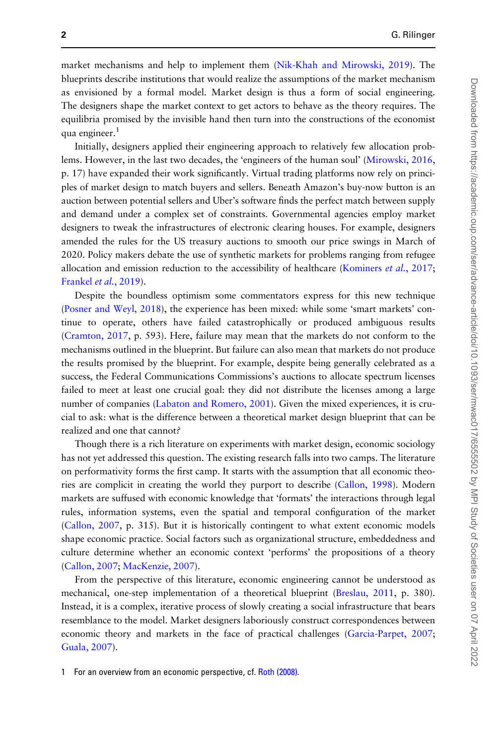market mechanisms and help to implement them (Nik-Khah and Mirowski, 2019). The blueprints describe institutions that would realize the assumptions of the market mechanism as envisioned by a formal model. Market design is thus a form of social engineering. The designers shape the market context to get actors to behave as the theory requires. The equilibria promised by the invisible hand then turn into the constructions of the economist qua engineer.[1]

Initially, designers applied their engineering approach to relatively few allocation problems. However, in the last two decades, the 'engineers of the human soul' (Mirowski, 2016, p. 17) have expanded their work significantly. Virtual trading platforms now rely on principles of market design to match buyers and sellers. Beneath Amazon's buy-now button is an auction between potential sellers and Uber's software finds the perfect match between supply and demand under a complex set of constraints. Governmental agencies employ market designers to tweak the infrastructures of electronic clearing houses. For example, designers amended the rules for the US treasury auctions to smooth our price swings in March of 2020. Policy makers debate the use of synthetic markets for problems ranging from refugee allocation and emission reduction to the accessibility of healthcare (Kominers *et al.*, 2017; Frankel *et al.*, 2019).

Despite the boundless optimism some commentators express for this new technique (Posner and Weyl, 2018), the experience has been mixed: while some 'smart markets' continue to operate, others have failed catastrophically or produced ambiguous results (Cramton, 2017, p. 593). Here, failure may mean that the markets do not conform to the mechanisms outlined in the blueprint. But failure can also mean that markets do not produce the results promised by the blueprint. For example, despite being generally celebrated as a success, the Federal Communications Commissions's auctions to allocate spectrum licenses failed to meet at least one crucial goal: they did not distribute the licenses among a large number of companies (Labaton and Romero, 2001). Given the mixed experiences, it is crucial to ask: what is the difference between a theoretical market design blueprint that can be realized and one that cannot?

Though there is a rich literature on experiments with market design, economic sociology has not yet addressed this question. The existing research falls into two camps. The literature on performativity forms the first camp. It starts with the assumption that all economic theories are complicit in creating the world they purport to describe (Callon, 1998). Modern markets are suffused with economic knowledge that 'formats' the interactions through legal rules, information systems, even the spatial and temporal configuration of the market (Callon, 2007, p. 315). But it is historically contingent to what extent economic models shape economic practice. Social factors such as organizational structure, embeddedness and culture determine whether an economic context 'performs' the propositions of a theory (Callon, 2007; MacKenzie, 2007).

From the perspective of this literature, economic engineering cannot be understood as mechanical, one-step implementation of a theoretical blueprint (Breslau, 2011, p. 380). Instead, it is a complex, iterative process of slowly creating a social infrastructure that bears resemblance to the model. Market designers laboriously construct correspondences between economic theory and markets in the face of practical challenges (Garcia-Parpet, 2007; Guala, 2007).

1 For an overview from an economic perspective, cf. Roth (2008).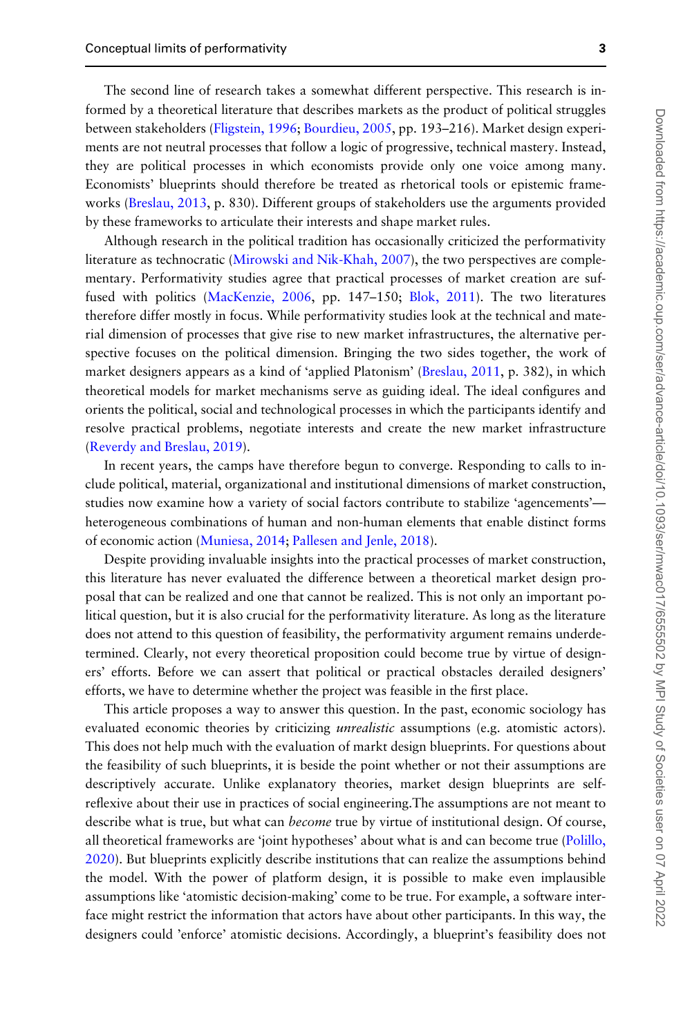The second line of research takes a somewhat different perspective. This research is informed by a theoretical literature that describes markets as the product of political struggles between stakeholders (Fligstein, 1996; Bourdieu, 2005, pp. 193–216). Market design experiments are not neutral processes that follow a logic of progressive, technical mastery. Instead, they are political processes in which economists provide only one voice among many. Economists' blueprints should therefore be treated as rhetorical tools or epistemic frameworks (Breslau, 2013, p. 830). Different groups of stakeholders use the arguments provided by these frameworks to articulate their interests and shape market rules.

Although research in the political tradition has occasionally criticized the performativity literature as technocratic (Mirowski and Nik-Khah, 2007), the two perspectives are complementary. Performativity studies agree that practical processes of market creation are suffused with politics (MacKenzie, 2006, pp. 147–150; Blok, 2011). The two literatures therefore differ mostly in focus. While performativity studies look at the technical and material dimension of processes that give rise to new market infrastructures, the alternative perspective focuses on the political dimension. Bringing the two sides together, the work of market designers appears as a kind of 'applied Platonism' (Breslau, 2011, p. 382), in which theoretical models for market mechanisms serve as guiding ideal. The ideal configures and orients the political, social and technological processes in which the participants identify and resolve practical problems, negotiate interests and create the new market infrastructure (Reverdy and Breslau, 2019).

In recent years, the camps have therefore begun to converge. Responding to calls to include political, material, organizational and institutional dimensions of market construction, studies now examine how a variety of social factors contribute to stabilize 'agencements'—heterogeneous combinations of human and non-human elements that enable distinct forms of economic action (Muniesa, 2014; Pallesen and Jenle, 2018).

Despite providing invaluable insights into the practical processes of market construction, this literature has never evaluated the difference between a theoretical market design proposal that can be realized and one that cannot be realized. This is not only an important political question, but it is also crucial for the performativity literature. As long as the literature does not attend to this question of feasibility, the performativity argument remains underdetermined. Clearly, not every theoretical proposition could become true by virtue of designers' efforts. Before we can assert that political or practical obstacles derailed designers' efforts, we have to determine whether the project was feasible in the first place.

This article proposes a way to answer this question. In the past, economic sociology has evaluated economic theories by criticizing *unrealistic* assumptions (e.g. atomistic actors). This does not help much with the evaluation of markt design blueprints. For questions about the feasibility of such blueprints, it is beside the point whether or not their assumptions are descriptively accurate. Unlike explanatory theories, market design blueprints are self-reflexive about their use in practices of social engineering.The assumptions are not meant to describe what is true, but what can *become* true by virtue of institutional design. Of course, all theoretical frameworks are 'joint hypotheses' about what is and can become true (Polillo, 2020). But blueprints explicitly describe institutions that can realize the assumptions behind the model. With the power of platform design, it is possible to make even implausible assumptions like 'atomistic decision-making' come to be true. For example, a software interface might restrict the information that actors have about other participants. In this way, the designers could 'enforce' atomistic decisions. Accordingly, a blueprint's feasibility does not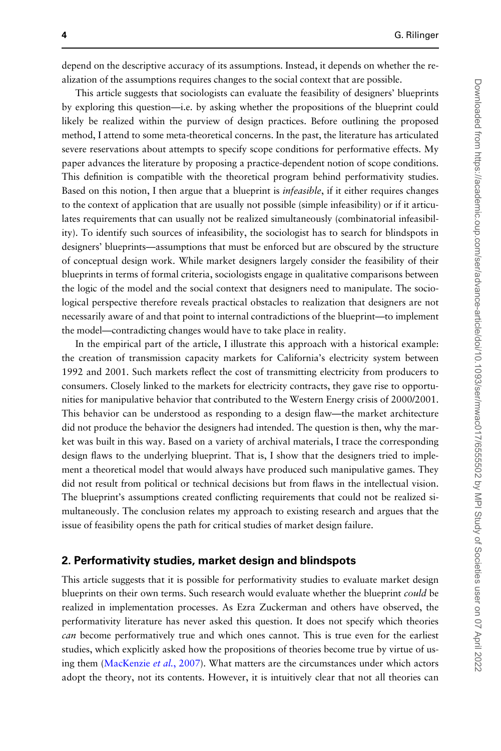depend on the descriptive accuracy of its assumptions. Instead, it depends on whether the realization of the assumptions requires changes to the social context that are possible.

This article suggests that sociologists can evaluate the feasibility of designers' blueprints by exploring this question—i.e. by asking whether the propositions of the blueprint could likely be realized within the purview of design practices. Before outlining the proposed method, I attend to some meta-theoretical concerns. In the past, the literature has articulated severe reservations about attempts to specify scope conditions for performative effects. My paper advances the literature by proposing a practice-dependent notion of scope conditions. This definition is compatible with the theoretical program behind performativity studies. Based on this notion, I then argue that a blueprint is *infeasible*, if it either requires changes to the context of application that are usually not possible (simple infeasibility) or if it articulates requirements that can usually not be realized simultaneously (combinatorial infeasibility). To identify such sources of infeasibility, the sociologist has to search for blindspots in designers' blueprints—assumptions that must be enforced but are obscured by the structure of conceptual design work. While market designers largely consider the feasibility of their blueprints in terms of formal criteria, sociologists engage in qualitative comparisons between the logic of the model and the social context that designers need to manipulate. The sociological perspective therefore reveals practical obstacles to realization that designers are not necessarily aware of and that point to internal contradictions of the blueprint—to implement the model—contradicting changes would have to take place in reality.

In the empirical part of the article, I illustrate this approach with a historical example: the creation of transmission capacity markets for California's electricity system between 1992 and 2001. Such markets reflect the cost of transmitting electricity from producers to consumers. Closely linked to the markets for electricity contracts, they gave rise to opportunities for manipulative behavior that contributed to the Western Energy crisis of 2000/2001. This behavior can be understood as responding to a design flaw—the market architecture did not produce the behavior the designers had intended. The question is then, why the market was built in this way. Based on a variety of archival materials, I trace the corresponding design flaws to the underlying blueprint. That is, I show that the designers tried to implement a theoretical model that would always have produced such manipulative games. They did not result from political or technical decisions but from flaws in the intellectual vision. The blueprint's assumptions created conflicting requirements that could not be realized simultaneously. The conclusion relates my approach to existing research and argues that the issue of feasibility opens the path for critical studies of market design failure.

## 2. Performativity studies, market design and blindspots

This article suggests that it is possible for performativity studies to evaluate market design blueprints on their own terms. Such research would evaluate whether the blueprint *could* be realized in implementation processes. As Ezra Zuckerman and others have observed, the performativity literature has never asked this question. It does not specify which theories *can* become performatively true and which ones cannot. This is true even for the earliest studies, which explicitly asked how the propositions of theories become true by virtue of using them (MacKenzie *et al.*, 2007). What matters are the circumstances under which actors adopt the theory, not its contents. However, it is intuitively clear that not all theories can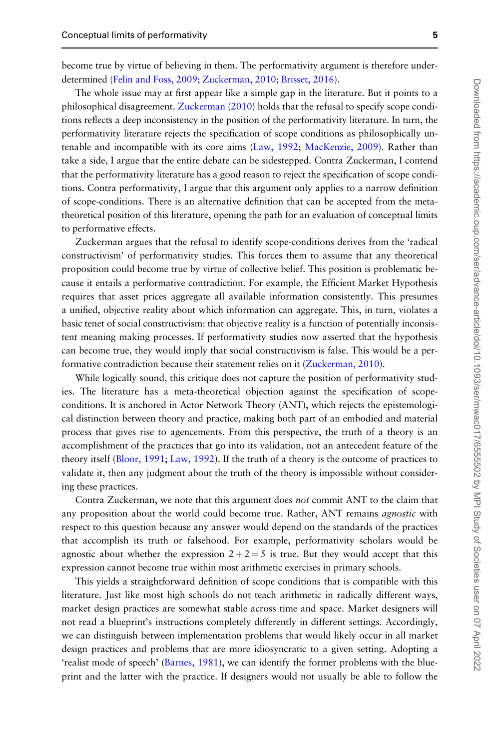become true by virtue of believing in them. The performativity argument is therefore underdetermined (Felin and Foss, 2009; Zuckerman, 2010; Brisset, 2016).

The whole issue may at first appear like a simple gap in the literature. But it points to a philosophical disagreement. Zuckerman (2010) holds that the refusal to specify scope conditions reflects a deep inconsistency in the position of the performativity literature. In turn, the performativity literature rejects the specification of scope conditions as philosophically untenable and incompatible with its core aims (Law, 1992; MacKenzie, 2009). Rather than take a side, I argue that the entire debate can be sidestepped. Contra Zuckerman, I contend that the performativity literature has a good reason to reject the specification of scope conditions. Contra performativity, I argue that this argument only applies to a narrow definition of scope-conditions. There is an alternative definition that can be accepted from the meta-theoretical position of this literature, opening the path for an evaluation of conceptual limits to performative effects.

Zuckerman argues that the refusal to identify scope-conditions derives from the 'radical constructivism' of performativity studies. This forces them to assume that any theoretical proposition could become true by virtue of collective belief. This position is problematic because it entails a performative contradiction. For example, the Efficient Market Hypothesis requires that asset prices aggregate all available information consistently. This presumes a unified, objective reality about which information can aggregate. This, in turn, violates a basic tenet of social constructivism: that objective reality is a function of potentially inconsistent meaning making processes. If performativity studies now asserted that the hypothesis can become true, they would imply that social constructivism is false. This would be a performative contradiction because their statement relies on it (Zuckerman, 2010).

While logically sound, this critique does not capture the position of performativity studies. The literature has a meta-theoretical objection against the specification of scope-conditions. It is anchored in Actor Network Theory (ANT), which rejects the epistemological distinction between theory and practice, making both part of an embodied and material process that gives rise to agencements. From this perspective, the truth of a theory is an accomplishment of the practices that go into its validation, not an antecedent feature of the theory itself (Bloor, 1991; Law, 1992). If the truth of a theory is the outcome of practices to validate it, then any judgment about the truth of the theory is impossible without considering these practices.

Contra Zuckerman, we note that this argument does *not* commit ANT to the claim that any proposition about the world could become true. Rather, ANT remains *agnostic* with respect to this question because any answer would depend on the standards of the practices that accomplish its truth or falsehood. For example, performativity scholars would be agnostic about whether the expression $2+2=5$ is true. But they would accept that this expression cannot become true within most arithmetic exercises in primary schools.

This yields a straightforward definition of scope conditions that is compatible with this literature. Just like most high schools do not teach arithmetic in radically different ways, market design practices are somewhat stable across time and space. Market designers will not read a blueprint's instructions completely differently in different settings. Accordingly, we can distinguish between implementation problems that would likely occur in all market design practices and problems that are more idiosyncratic to a given setting. Adopting a 'realist mode of speech' (Barnes, 1981), we can identify the former problems with the blueprint and the latter with the practice. If designers would not usually be able to follow the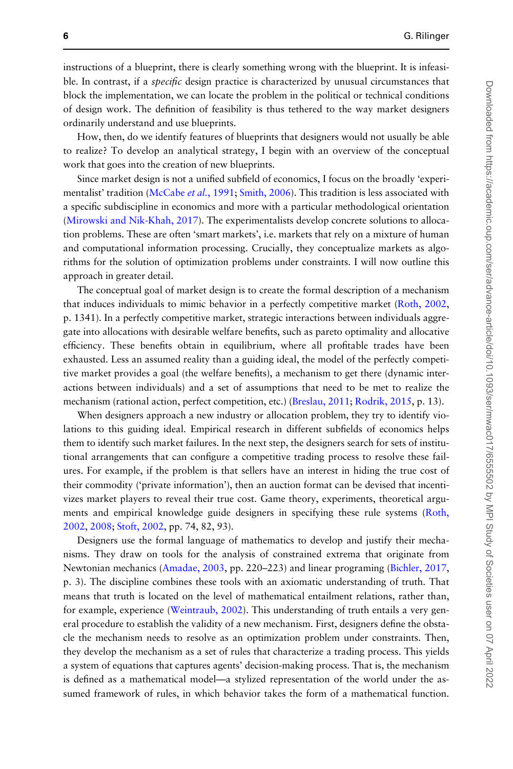instructions of a blueprint, there is clearly something wrong with the blueprint. It is infeasible. In contrast, if a *specific* design practice is characterized by unusual circumstances that block the implementation, we can locate the problem in the political or technical conditions of design work. The definition of feasibility is thus tethered to the way market designers ordinarily understand and use blueprints.

How, then, do we identify features of blueprints that designers would not usually be able to realize? To develop an analytical strategy, I begin with an overview of the conceptual work that goes into the creation of new blueprints.

Since market design is not a unified subfield of economics, I focus on the broadly 'experimentalist' tradition (McCabe *et al.*, 1991; Smith, 2006). This tradition is less associated with a specific subdiscipline in economics and more with a particular methodological orientation (Mirowski and Nik-Khah, 2017). The experimentalists develop concrete solutions to allocation problems. These are often 'smart markets', i.e. markets that rely on a mixture of human and computational information processing. Crucially, they conceptualize markets as algorithms for the solution of optimization problems under constraints. I will now outline this approach in greater detail.

The conceptual goal of market design is to create the formal description of a mechanism that induces individuals to mimic behavior in a perfectly competitive market (Roth, 2002, p. 1341). In a perfectly competitive market, strategic interactions between individuals aggregate into allocations with desirable welfare benefits, such as pareto optimality and allocative efficiency. These benefits obtain in equilibrium, where all profitable trades have been exhausted. Less an assumed reality than a guiding ideal, the model of the perfectly competitive market provides a goal (the welfare benefits), a mechanism to get there (dynamic interactions between individuals) and a set of assumptions that need to be met to realize the mechanism (rational action, perfect competition, etc.) (Breslau, 2011; Rodrik, 2015, p. 13).

When designers approach a new industry or allocation problem, they try to identify violations to this guiding ideal. Empirical research in different subfields of economics helps them to identify such market failures. In the next step, the designers search for sets of institutional arrangements that can configure a competitive trading process to resolve these failures. For example, if the problem is that sellers have an interest in hiding the true cost of their commodity ('private information'), then an auction format can be devised that incentivizes market players to reveal their true cost. Game theory, experiments, theoretical arguments and empirical knowledge guide designers in specifying these rule systems (Roth, 2002, 2008; Stoft, 2002, pp. 74, 82, 93).

Designers use the formal language of mathematics to develop and justify their mechanisms. They draw on tools for the analysis of constrained extrema that originate from Newtonian mechanics (Amadae, 2003, pp. 220–223) and linear programing (Bichler, 2017, p. 3). The discipline combines these tools with an axiomatic understanding of truth. That means that truth is located on the level of mathematical entailment relations, rather than, for example, experience (Weintraub, 2002). This understanding of truth entails a very general procedure to establish the validity of a new mechanism. First, designers define the obstacle the mechanism needs to resolve as an optimization problem under constraints. Then, they develop the mechanism as a set of rules that characterize a trading process. This yields a system of equations that captures agents' decision-making process. That is, the mechanism is defined as a mathematical model—a stylized representation of the world under the assumed framework of rules, in which behavior takes the form of a mathematical function.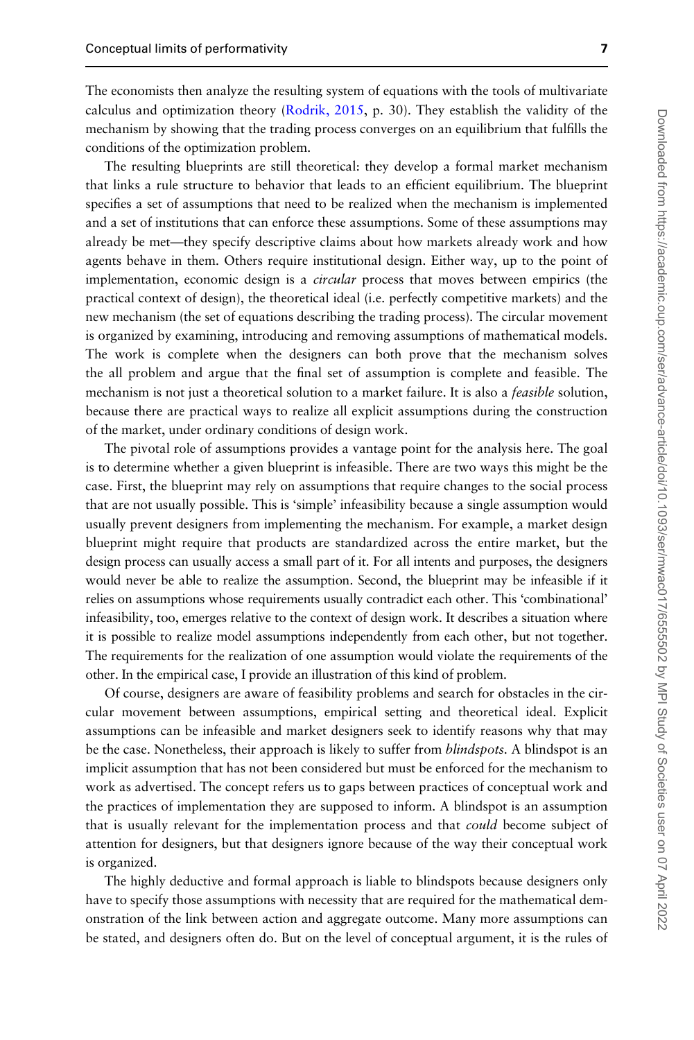The economists then analyze the resulting system of equations with the tools of multivariate calculus and optimization theory (Rodrik, 2015, p. 30). They establish the validity of the mechanism by showing that the trading process converges on an equilibrium that fulfills the conditions of the optimization problem.

The resulting blueprints are still theoretical: they develop a formal market mechanism that links a rule structure to behavior that leads to an efficient equilibrium. The blueprint specifies a set of assumptions that need to be realized when the mechanism is implemented and a set of institutions that can enforce these assumptions. Some of these assumptions may already be met—they specify descriptive claims about how markets already work and how agents behave in them. Others require institutional design. Either way, up to the point of implementation, economic design is a *circular* process that moves between empirics (the practical context of design), the theoretical ideal (i.e. perfectly competitive markets) and the new mechanism (the set of equations describing the trading process). The circular movement is organized by examining, introducing and removing assumptions of mathematical models. The work is complete when the designers can both prove that the mechanism solves the all problem and argue that the final set of assumption is complete and feasible. The mechanism is not just a theoretical solution to a market failure. It is also a *feasible* solution, because there are practical ways to realize all explicit assumptions during the construction of the market, under ordinary conditions of design work.

The pivotal role of assumptions provides a vantage point for the analysis here. The goal is to determine whether a given blueprint is infeasible. There are two ways this might be the case. First, the blueprint may rely on assumptions that require changes to the social process that are not usually possible. This is 'simple' infeasibility because a single assumption would usually prevent designers from implementing the mechanism. For example, a market design blueprint might require that products are standardized across the entire market, but the design process can usually access a small part of it. For all intents and purposes, the designers would never be able to realize the assumption. Second, the blueprint may be infeasible if it relies on assumptions whose requirements usually contradict each other. This 'combinational' infeasibility, too, emerges relative to the context of design work. It describes a situation where it is possible to realize model assumptions independently from each other, but not together. The requirements for the realization of one assumption would violate the requirements of the other. In the empirical case, I provide an illustration of this kind of problem.

Of course, designers are aware of feasibility problems and search for obstacles in the circular movement between assumptions, empirical setting and theoretical ideal. Explicit assumptions can be infeasible and market designers seek to identify reasons why that may be the case. Nonetheless, their approach is likely to suffer from *blindspots*. A blindspot is an implicit assumption that has not been considered but must be enforced for the mechanism to work as advertised. The concept refers us to gaps between practices of conceptual work and the practices of implementation they are supposed to inform. A blindspot is an assumption that is usually relevant for the implementation process and that *could* become subject of attention for designers, but that designers ignore because of the way their conceptual work is organized.

The highly deductive and formal approach is liable to blindspots because designers only have to specify those assumptions with necessity that are required for the mathematical demonstration of the link between action and aggregate outcome. Many more assumptions can be stated, and designers often do. But on the level of conceptual argument, it is the rules of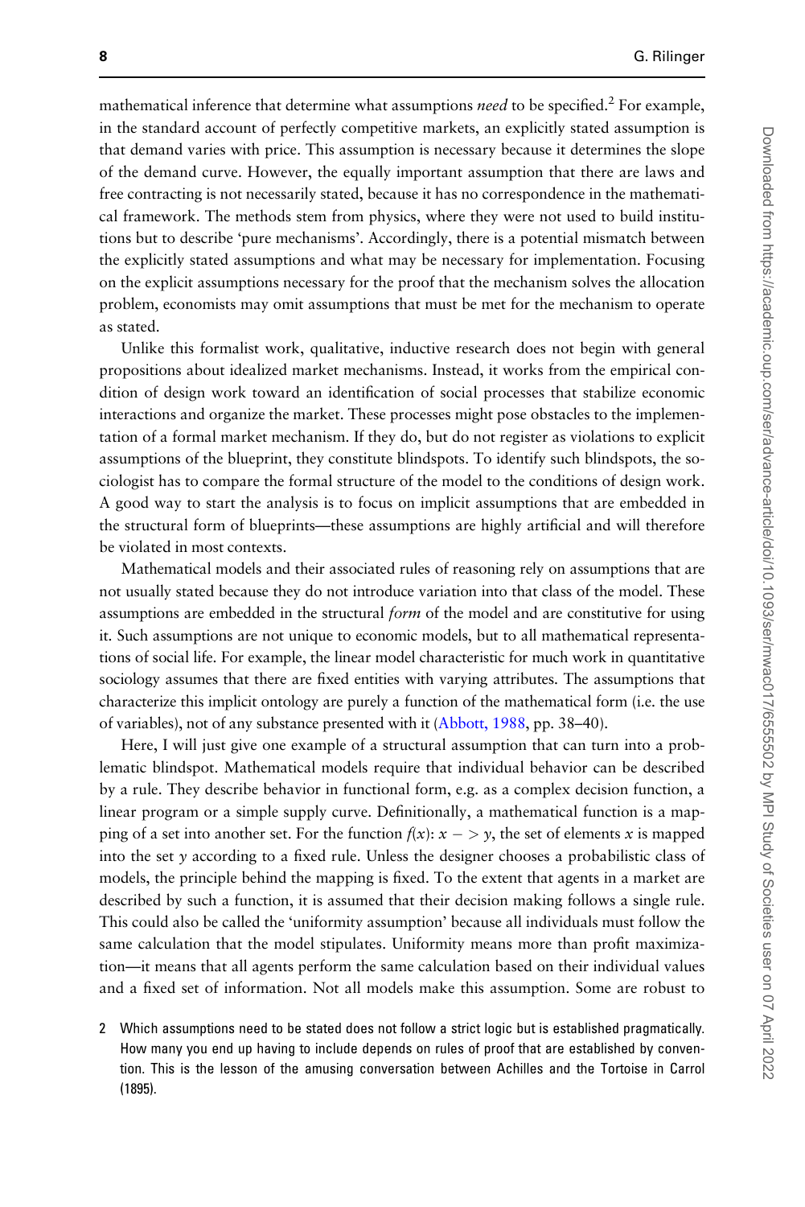mathematical inference that determine what assumptions *need* to be specified.[2] For example, in the standard account of perfectly competitive markets, an explicitly stated assumption is that demand varies with price. This assumption is necessary because it determines the slope of the demand curve. However, the equally important assumption that there are laws and free contracting is not necessarily stated, because it has no correspondence in the mathematical framework. The methods stem from physics, where they were not used to build institutions but to describe 'pure mechanisms'. Accordingly, there is a potential mismatch between the explicitly stated assumptions and what may be necessary for implementation. Focusing on the explicit assumptions necessary for the proof that the mechanism solves the allocation problem, economists may omit assumptions that must be met for the mechanism to operate as stated.

Unlike this formalist work, qualitative, inductive research does not begin with general propositions about idealized market mechanisms. Instead, it works from the empirical condition of design work toward an identification of social processes that stabilize economic interactions and organize the market. These processes might pose obstacles to the implementation of a formal market mechanism. If they do, but do not register as violations to explicit assumptions of the blueprint, they constitute blindspots. To identify such blindspots, the sociologist has to compare the formal structure of the model to the conditions of design work. A good way to start the analysis is to focus on implicit assumptions that are embedded in the structural form of blueprints—these assumptions are highly artificial and will therefore be violated in most contexts.

Mathematical models and their associated rules of reasoning rely on assumptions that are not usually stated because they do not introduce variation into that class of the model. These assumptions are embedded in the structural *form* of the model and are constitutive for using it. Such assumptions are not unique to economic models, but to all mathematical representations of social life. For example, the linear model characteristic for much work in quantitative sociology assumes that there are fixed entities with varying attributes. The assumptions that characterize this implicit ontology are purely a function of the mathematical form (i.e. the use of variables), not of any substance presented with it (Abbott, 1988, pp. 38–40).

Here, I will just give one example of a structural assumption that can turn into a problematic blindspot. Mathematical models require that individual behavior can be described by a rule. They describe behavior in functional form, e.g. as a complex decision function, a linear program or a simple supply curve. Definitionally, a mathematical function is a mapping of a set into another set. For the function $f(x)$: $x -> y$, the set of elements $x$ is mapped into the set $y$ according to a fixed rule. Unless the designer chooses a probabilistic class of models, the principle behind the mapping is fixed. To the extent that agents in a market are described by such a function, it is assumed that their decision making follows a single rule. This could also be called the 'uniformity assumption' because all individuals must follow the same calculation that the model stipulates. Uniformity means more than profit maximization—it means that all agents perform the same calculation based on their individual values and a fixed set of information. Not all models make this assumption. Some are robust to

2 Which assumptions need to be stated does not follow a strict logic but is established pragmatically. How many you end up having to include depends on rules of proof that are established by convention. This is the lesson of the amusing conversation between Achilles and the Tortoise in Carrol (1895).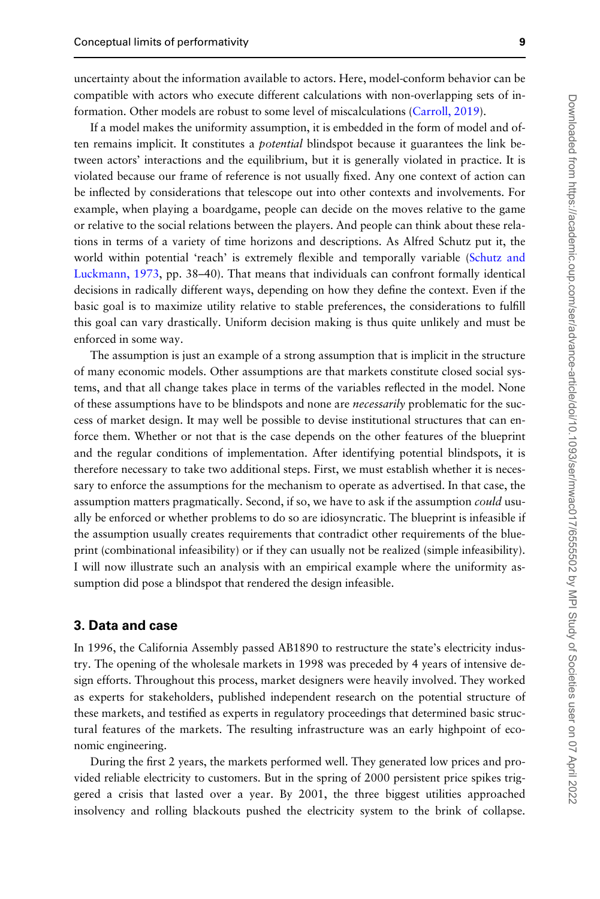uncertainty about the information available to actors. Here, model-conform behavior can be compatible with actors who execute different calculations with non-overlapping sets of information. Other models are robust to some level of miscalculations (Carroll, 2019).

If a model makes the uniformity assumption, it is embedded in the form of model and often remains implicit. It constitutes a *potential* blindspot because it guarantees the link between actors' interactions and the equilibrium, but it is generally violated in practice. It is violated because our frame of reference is not usually fixed. Any one context of action can be inflected by considerations that telescope out into other contexts and involvements. For example, when playing a boardgame, people can decide on the moves relative to the game or relative to the social relations between the players. And people can think about these relations in terms of a variety of time horizons and descriptions. As Alfred Schutz put it, the world within potential 'reach' is extremely flexible and temporally variable (Schutz and Luckmann, 1973, pp. 38–40). That means that individuals can confront formally identical decisions in radically different ways, depending on how they define the context. Even if the basic goal is to maximize utility relative to stable preferences, the considerations to fulfill this goal can vary drastically. Uniform decision making is thus quite unlikely and must be enforced in some way.

The assumption is just an example of a strong assumption that is implicit in the structure of many economic models. Other assumptions are that markets constitute closed social systems, and that all change takes place in terms of the variables reflected in the model. None of these assumptions have to be blindspots and none are *necessarily* problematic for the success of market design. It may well be possible to devise institutional structures that can enforce them. Whether or not that is the case depends on the other features of the blueprint and the regular conditions of implementation. After identifying potential blindspots, it is therefore necessary to take two additional steps. First, we must establish whether it is necessary to enforce the assumptions for the mechanism to operate as advertised. In that case, the assumption matters pragmatically. Second, if so, we have to ask if the assumption *could* usually be enforced or whether problems to do so are idiosyncratic. The blueprint is infeasible if the assumption usually creates requirements that contradict other requirements of the blueprint (combinational infeasibility) or if they can usually not be realized (simple infeasibility). I will now illustrate such an analysis with an empirical example where the uniformity assumption did pose a blindspot that rendered the design infeasible.

## 3. Data and case

In 1996, the California Assembly passed AB1890 to restructure the state's electricity industry. The opening of the wholesale markets in 1998 was preceded by 4 years of intensive design efforts. Throughout this process, market designers were heavily involved. They worked as experts for stakeholders, published independent research on the potential structure of these markets, and testified as experts in regulatory proceedings that determined basic structural features of the markets. The resulting infrastructure was an early highpoint of economic engineering.

During the first 2 years, the markets performed well. They generated low prices and provided reliable electricity to customers. But in the spring of 2000 persistent price spikes triggered a crisis that lasted over a year. By 2001, the three biggest utilities approached insolvency and rolling blackouts pushed the electricity system to the brink of collapse.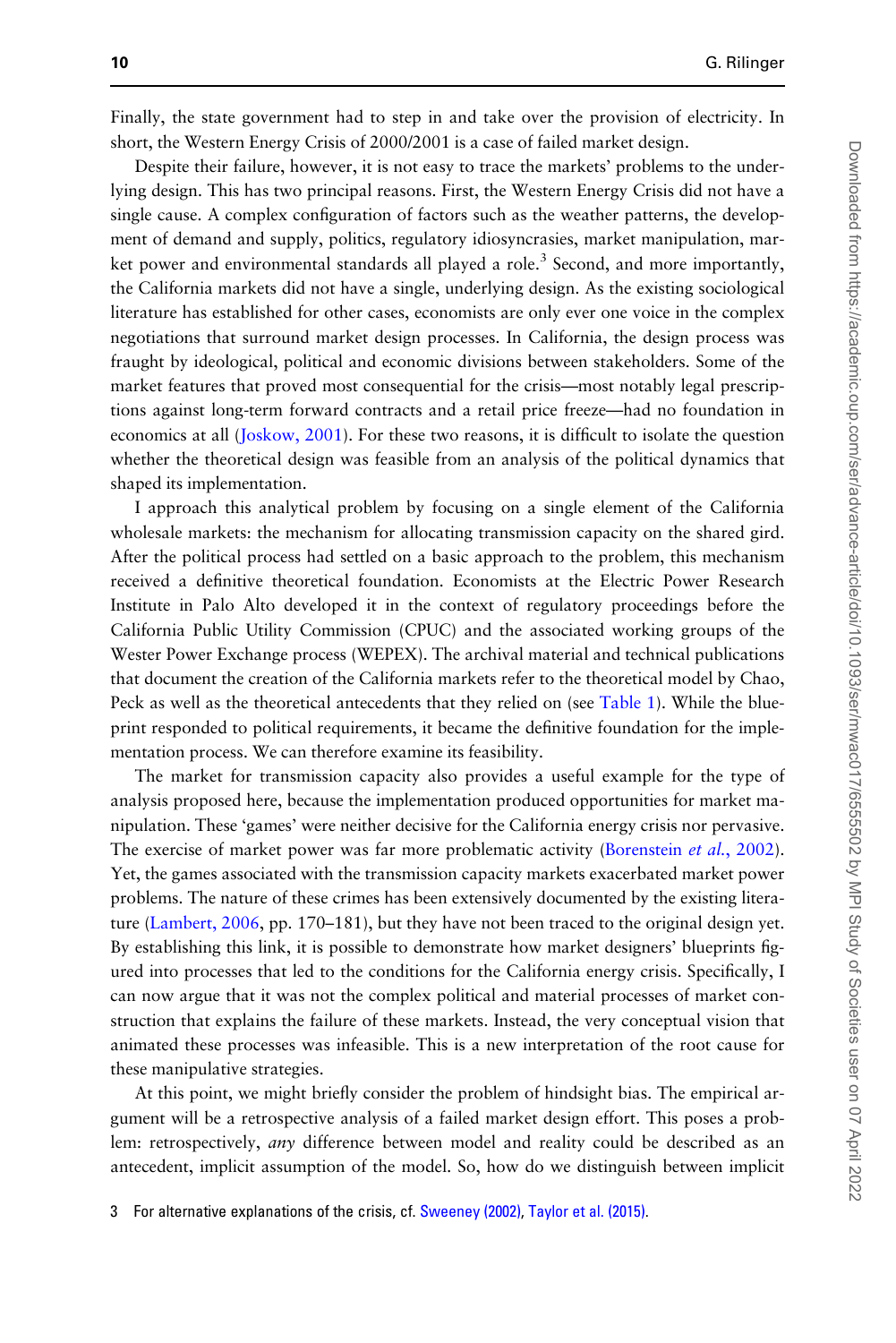Finally, the state government had to step in and take over the provision of electricity. In short, the Western Energy Crisis of 2000/2001 is a case of failed market design.

Despite their failure, however, it is not easy to trace the markets' problems to the underlying design. This has two principal reasons. First, the Western Energy Crisis did not have a single cause. A complex configuration of factors such as the weather patterns, the development of demand and supply, politics, regulatory idiosyncrasies, market manipulation, market power and environmental standards all played a role.[3] Second, and more importantly, the California markets did not have a single, underlying design. As the existing sociological literature has established for other cases, economists are only ever one voice in the complex negotiations that surround market design processes. In California, the design process was fraught by ideological, political and economic divisions between stakeholders. Some of the market features that proved most consequential for the crisis—most notably legal prescriptions against long-term forward contracts and a retail price freeze—had no foundation in economics at all (Joskow, 2001). For these two reasons, it is difficult to isolate the question whether the theoretical design was feasible from an analysis of the political dynamics that shaped its implementation.

I approach this analytical problem by focusing on a single element of the California wholesale markets: the mechanism for allocating transmission capacity on the shared gird. After the political process had settled on a basic approach to the problem, this mechanism received a definitive theoretical foundation. Economists at the Electric Power Research Institute in Palo Alto developed it in the context of regulatory proceedings before the California Public Utility Commission (CPUC) and the associated working groups of the Wester Power Exchange process (WEPEX). The archival material and technical publications that document the creation of the California markets refer to the theoretical model by Chao, Peck as well as the theoretical antecedents that they relied on (see Table 1). While the blueprint responded to political requirements, it became the definitive foundation for the implementation process. We can therefore examine its feasibility.

The market for transmission capacity also provides a useful example for the type of analysis proposed here, because the implementation produced opportunities for market manipulation. These 'games' were neither decisive for the California energy crisis nor pervasive. The exercise of market power was far more problematic activity (Borenstein *et al.*, 2002). Yet, the games associated with the transmission capacity markets exacerbated market power problems. The nature of these crimes has been extensively documented by the existing literature (Lambert, 2006, pp. 170–181), but they have not been traced to the original design yet. By establishing this link, it is possible to demonstrate how market designers' blueprints figured into processes that led to the conditions for the California energy crisis. Specifically, I can now argue that it was not the complex political and material processes of market construction that explains the failure of these markets. Instead, the very conceptual vision that animated these processes was infeasible. This is a new interpretation of the root cause for these manipulative strategies.

At this point, we might briefly consider the problem of hindsight bias. The empirical argument will be a retrospective analysis of a failed market design effort. This poses a problem: retrospectively, *any* difference between model and reality could be described as an antecedent, implicit assumption of the model. So, how do we distinguish between implicit

3 For alternative explanations of the crisis, cf. Sweeney (2002), Taylor et al. (2015).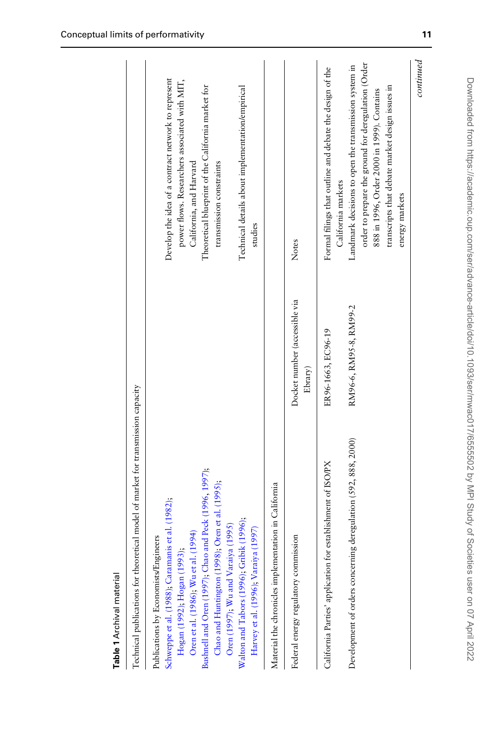**Table 1** Archival material

| Technical publications for theoretical model of market for transmission capacity | | |
|---|---|---|
| Publications by Economists/Engineers | | |
| Schweppe et al. (1988); Caramanis et al. (1982); Hogan (1992); Hogan (1993); Oren et al. (1986); Wu et al. (1994) | | Develop the idea of a contract network to represent power flows. Researchers associated with MIT, California, and Harvard |
| Bushnell and Oren (1997); Chao and Peck (1996, 1997); Chao and Huntington (1998); Oren et al. (1995); Oren (1997); Wu and Varaiya (1995) | | Theoretical blueprint of the California market for transmission constraints |
| Walton and Tabors (1996); Gribik (1996); Harvey et al. (1996); Varaiya (1997) | | Technical details about implementation/empirical studies |
| **Material the chronicles implementation in California** | | |
| Federal energy regulatory commission | Docket number (accessible via Ebrary) | Notes |
| California Parties' application for establishment of ISO/PX | ER96-1663, EC96-19 | Formal filings that outline and debate the design of the California markets |
| Development of orders concerning deregulation (592, 888, 2000) | RM96-6, RM95-8, RM99-2 | Landmark decisions to open the transmission system in order to prepare the ground for deregulation (Order 888 in 1996, Order 2000 in 1999). Contains transcripts that debate market design issues in energy markets |

*continued*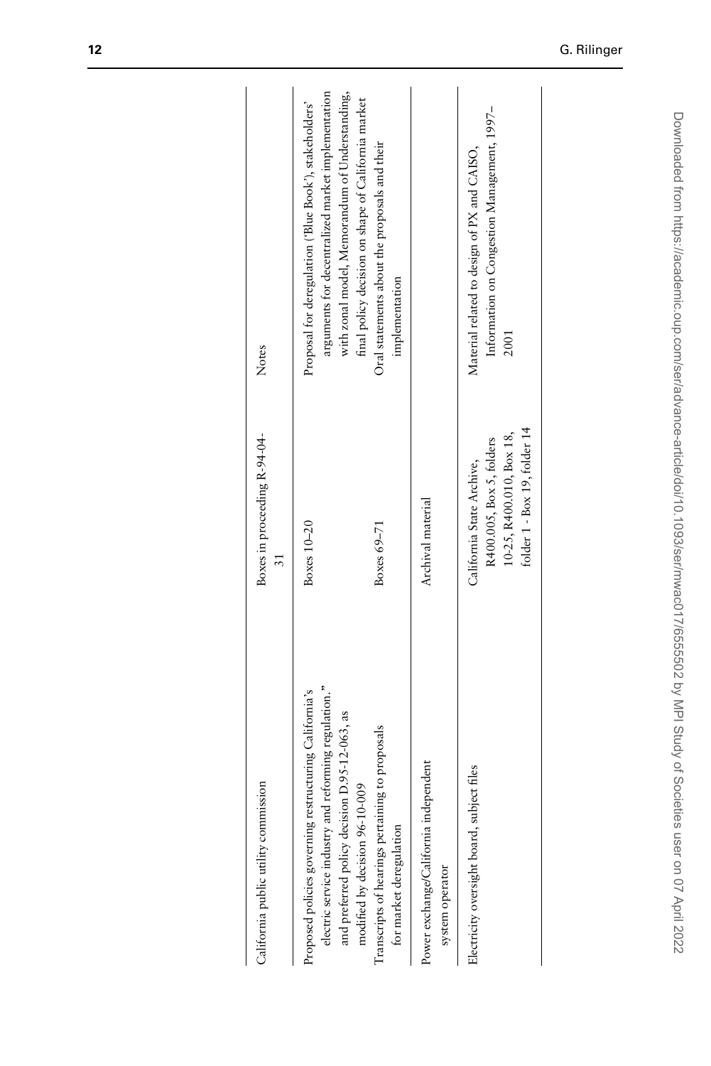| California public utility commission | Boxes in proceeding R-94-04-31 | Notes |
|---|---|---|
| Proposed policies governing restructuring California's electric service industry and reforming regulation." and preferred policy decision D.95-12-063, as modified by decision 96-10-009 | Boxes 10–20 | Proposal for deregulation ('Blue Book'), stakeholders' arguments for decentralized market implementation with zonal model, Memorandum of Understanding, final policy decision on shape of California market |
| Transcripts of hearings pertaining to proposals for market deregulation | Boxes 69–71 | Oral statements about the proposals and their implementation |
| Power exchange/California independent system operator | Archival material | |
| Electricity oversight board, subject files | California State Archive, R400.005, Box 5, folders 10-25, R400.010, Box 18, folder 1 - Box 19, folder 14 | Material related to design of PX and CAISO, Information on Congestion Management, 1997–2001 |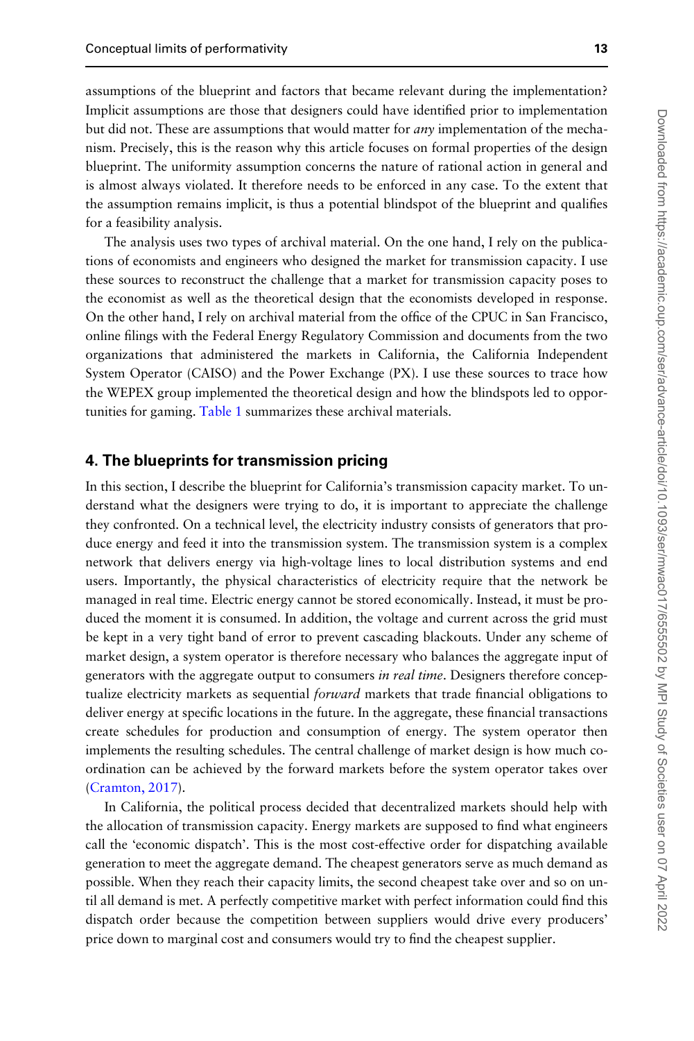assumptions of the blueprint and factors that became relevant during the implementation? Implicit assumptions are those that designers could have identified prior to implementation but did not. These are assumptions that would matter for *any* implementation of the mechanism. Precisely, this is the reason why this article focuses on formal properties of the design blueprint. The uniformity assumption concerns the nature of rational action in general and is almost always violated. It therefore needs to be enforced in any case. To the extent that the assumption remains implicit, is thus a potential blindspot of the blueprint and qualifies for a feasibility analysis.

The analysis uses two types of archival material. On the one hand, I rely on the publications of economists and engineers who designed the market for transmission capacity. I use these sources to reconstruct the challenge that a market for transmission capacity poses to the economist as well as the theoretical design that the economists developed in response. On the other hand, I rely on archival material from the office of the CPUC in San Francisco, online filings with the Federal Energy Regulatory Commission and documents from the two organizations that administered the markets in California, the California Independent System Operator (CAISO) and the Power Exchange (PX). I use these sources to trace how the WEPEX group implemented the theoretical design and how the blindspots led to opportunities for gaming. Table 1 summarizes these archival materials.

## 4. The blueprints for transmission pricing

In this section, I describe the blueprint for California's transmission capacity market. To understand what the designers were trying to do, it is important to appreciate the challenge they confronted. On a technical level, the electricity industry consists of generators that produce energy and feed it into the transmission system. The transmission system is a complex network that delivers energy via high-voltage lines to local distribution systems and end users. Importantly, the physical characteristics of electricity require that the network be managed in real time. Electric energy cannot be stored economically. Instead, it must be produced the moment it is consumed. In addition, the voltage and current across the grid must be kept in a very tight band of error to prevent cascading blackouts. Under any scheme of market design, a system operator is therefore necessary who balances the aggregate input of generators with the aggregate output to consumers *in real time*. Designers therefore conceptualize electricity markets as sequential *forward* markets that trade financial obligations to deliver energy at specific locations in the future. In the aggregate, these financial transactions create schedules for production and consumption of energy. The system operator then implements the resulting schedules. The central challenge of market design is how much coordination can be achieved by the forward markets before the system operator takes over (Cramton, 2017).

In California, the political process decided that decentralized markets should help with the allocation of transmission capacity. Energy markets are supposed to find what engineers call the 'economic dispatch'. This is the most cost-effective order for dispatching available generation to meet the aggregate demand. The cheapest generators serve as much demand as possible. When they reach their capacity limits, the second cheapest take over and so on until all demand is met. A perfectly competitive market with perfect information could find this dispatch order because the competition between suppliers would drive every producers' price down to marginal cost and consumers would try to find the cheapest supplier.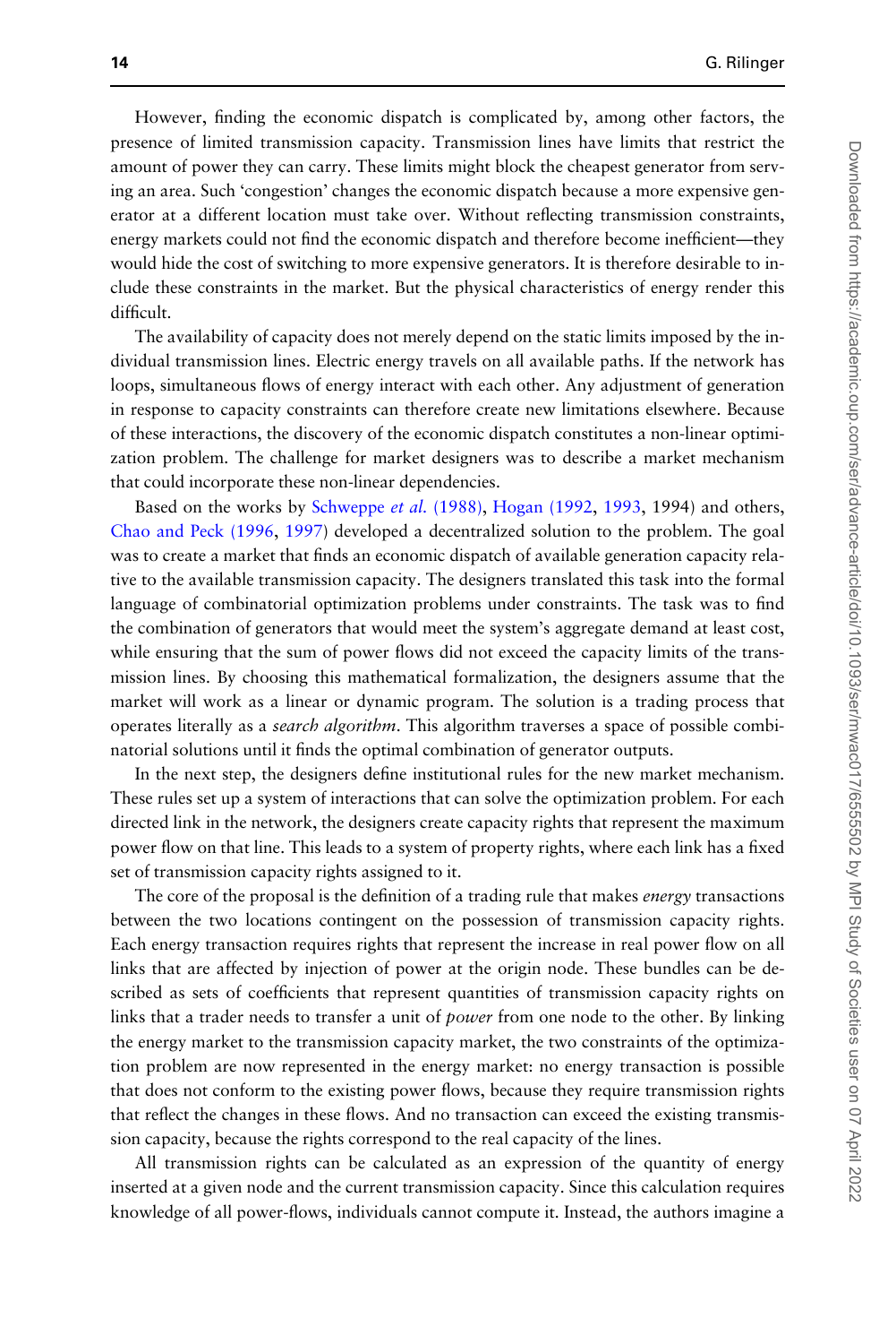However, finding the economic dispatch is complicated by, among other factors, the presence of limited transmission capacity. Transmission lines have limits that restrict the amount of power they can carry. These limits might block the cheapest generator from serving an area. Such 'congestion' changes the economic dispatch because a more expensive generator at a different location must take over. Without reflecting transmission constraints, energy markets could not find the economic dispatch and therefore become inefficient—they would hide the cost of switching to more expensive generators. It is therefore desirable to include these constraints in the market. But the physical characteristics of energy render this difficult.

The availability of capacity does not merely depend on the static limits imposed by the individual transmission lines. Electric energy travels on all available paths. If the network has loops, simultaneous flows of energy interact with each other. Any adjustment of generation in response to capacity constraints can therefore create new limitations elsewhere. Because of these interactions, the discovery of the economic dispatch constitutes a non-linear optimization problem. The challenge for market designers was to describe a market mechanism that could incorporate these non-linear dependencies.

Based on the works by Schweppe *et al.* (1988), Hogan (1992, 1993, 1994) and others, Chao and Peck (1996, 1997) developed a decentralized solution to the problem. The goal was to create a market that finds an economic dispatch of available generation capacity relative to the available transmission capacity. The designers translated this task into the formal language of combinatorial optimization problems under constraints. The task was to find the combination of generators that would meet the system's aggregate demand at least cost, while ensuring that the sum of power flows did not exceed the capacity limits of the transmission lines. By choosing this mathematical formalization, the designers assume that the market will work as a linear or dynamic program. The solution is a trading process that operates literally as a *search algorithm*. This algorithm traverses a space of possible combinatorial solutions until it finds the optimal combination of generator outputs.

In the next step, the designers define institutional rules for the new market mechanism. These rules set up a system of interactions that can solve the optimization problem. For each directed link in the network, the designers create capacity rights that represent the maximum power flow on that line. This leads to a system of property rights, where each link has a fixed set of transmission capacity rights assigned to it.

The core of the proposal is the definition of a trading rule that makes *energy* transactions between the two locations contingent on the possession of transmission capacity rights. Each energy transaction requires rights that represent the increase in real power flow on all links that are affected by injection of power at the origin node. These bundles can be described as sets of coefficients that represent quantities of transmission capacity rights on links that a trader needs to transfer a unit of *power* from one node to the other. By linking the energy market to the transmission capacity market, the two constraints of the optimization problem are now represented in the energy market: no energy transaction is possible that does not conform to the existing power flows, because they require transmission rights that reflect the changes in these flows. And no transaction can exceed the existing transmission capacity, because the rights correspond to the real capacity of the lines.

All transmission rights can be calculated as an expression of the quantity of energy inserted at a given node and the current transmission capacity. Since this calculation requires knowledge of all power-flows, individuals cannot compute it. Instead, the authors imagine a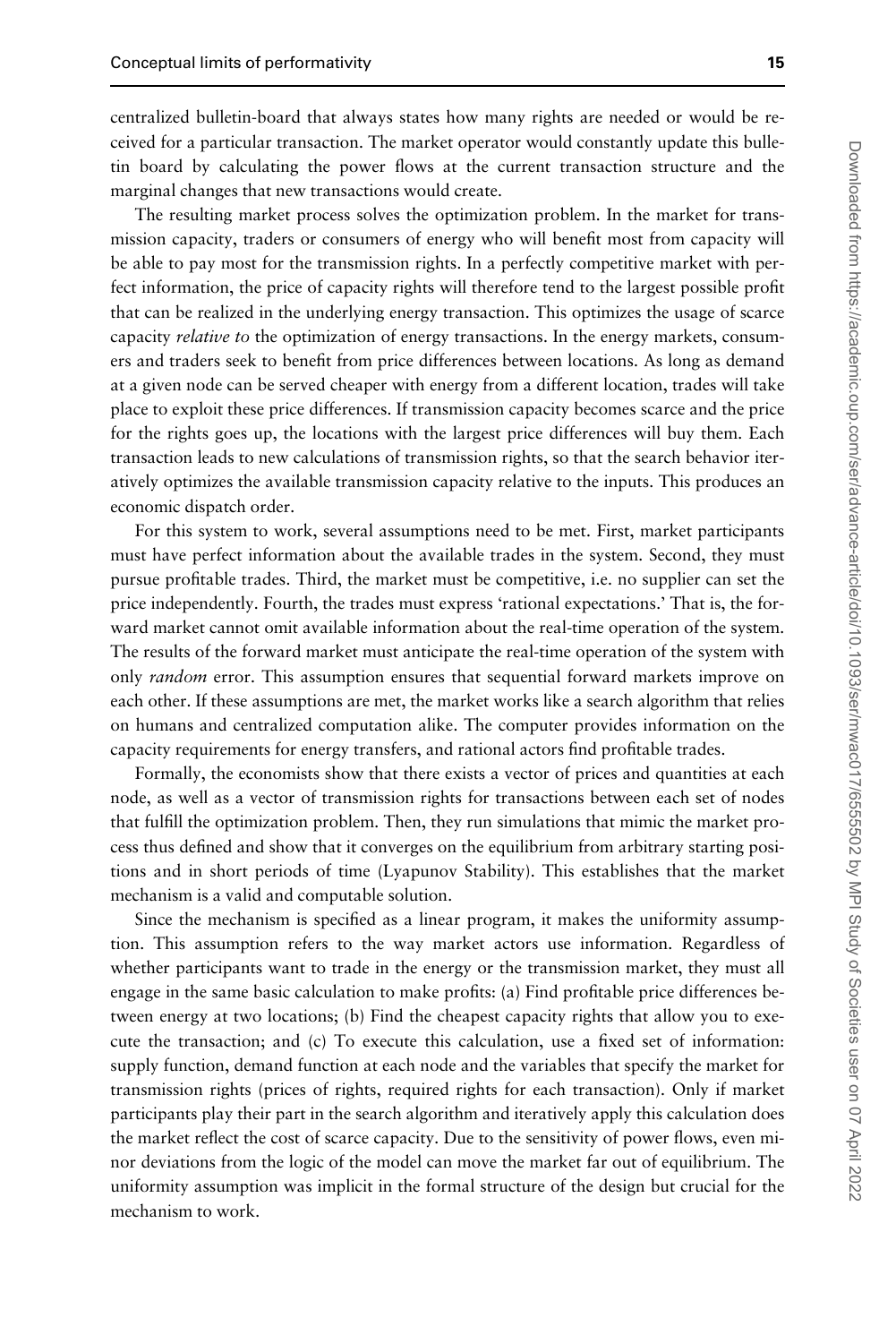centralized bulletin-board that always states how many rights are needed or would be received for a particular transaction. The market operator would constantly update this bulletin board by calculating the power flows at the current transaction structure and the marginal changes that new transactions would create.

The resulting market process solves the optimization problem. In the market for transmission capacity, traders or consumers of energy who will benefit most from capacity will be able to pay most for the transmission rights. In a perfectly competitive market with perfect information, the price of capacity rights will therefore tend to the largest possible profit that can be realized in the underlying energy transaction. This optimizes the usage of scarce capacity *relative to* the optimization of energy transactions. In the energy markets, consumers and traders seek to benefit from price differences between locations. As long as demand at a given node can be served cheaper with energy from a different location, trades will take place to exploit these price differences. If transmission capacity becomes scarce and the price for the rights goes up, the locations with the largest price differences will buy them. Each transaction leads to new calculations of transmission rights, so that the search behavior iteratively optimizes the available transmission capacity relative to the inputs. This produces an economic dispatch order.

For this system to work, several assumptions need to be met. First, market participants must have perfect information about the available trades in the system. Second, they must pursue profitable trades. Third, the market must be competitive, i.e. no supplier can set the price independently. Fourth, the trades must express 'rational expectations.' That is, the forward market cannot omit available information about the real-time operation of the system. The results of the forward market must anticipate the real-time operation of the system with only *random* error. This assumption ensures that sequential forward markets improve on each other. If these assumptions are met, the market works like a search algorithm that relies on humans and centralized computation alike. The computer provides information on the capacity requirements for energy transfers, and rational actors find profitable trades.

Formally, the economists show that there exists a vector of prices and quantities at each node, as well as a vector of transmission rights for transactions between each set of nodes that fulfill the optimization problem. Then, they run simulations that mimic the market process thus defined and show that it converges on the equilibrium from arbitrary starting positions and in short periods of time (Lyapunov Stability). This establishes that the market mechanism is a valid and computable solution.

Since the mechanism is specified as a linear program, it makes the uniformity assumption. This assumption refers to the way market actors use information. Regardless of whether participants want to trade in the energy or the transmission market, they must all engage in the same basic calculation to make profits: (a) Find profitable price differences between energy at two locations; (b) Find the cheapest capacity rights that allow you to execute the transaction; and (c) To execute this calculation, use a fixed set of information: supply function, demand function at each node and the variables that specify the market for transmission rights (prices of rights, required rights for each transaction). Only if market participants play their part in the search algorithm and iteratively apply this calculation does the market reflect the cost of scarce capacity. Due to the sensitivity of power flows, even minor deviations from the logic of the model can move the market far out of equilibrium. The uniformity assumption was implicit in the formal structure of the design but crucial for the mechanism to work.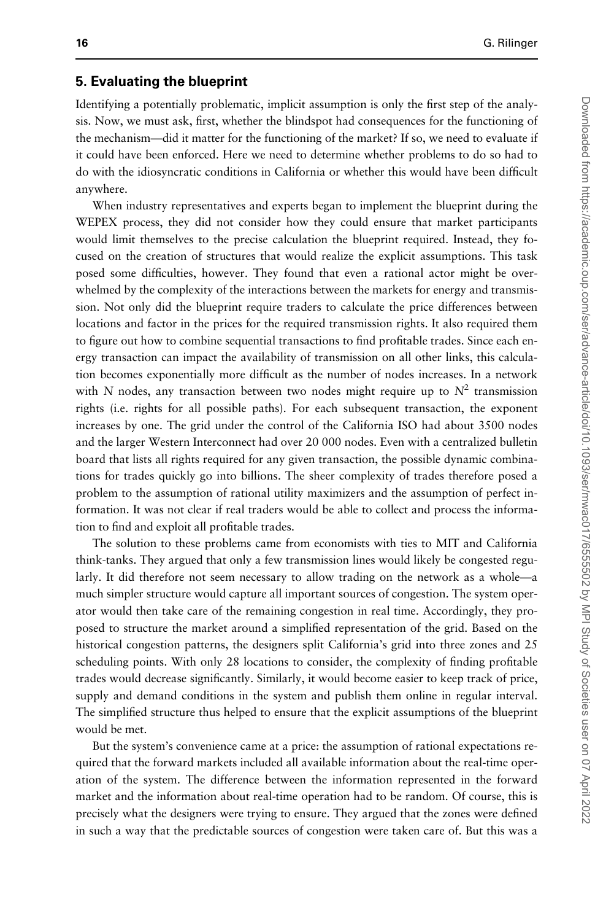## 5. Evaluating the blueprint

Identifying a potentially problematic, implicit assumption is only the first step of the analysis. Now, we must ask, first, whether the blindspot had consequences for the functioning of the mechanism—did it matter for the functioning of the market? If so, we need to evaluate if it could have been enforced. Here we need to determine whether problems to do so had to do with the idiosyncratic conditions in California or whether this would have been difficult anywhere.

When industry representatives and experts began to implement the blueprint during the WEPEX process, they did not consider how they could ensure that market participants would limit themselves to the precise calculation the blueprint required. Instead, they focused on the creation of structures that would realize the explicit assumptions. This task posed some difficulties, however. They found that even a rational actor might be overwhelmed by the complexity of the interactions between the markets for energy and transmission. Not only did the blueprint require traders to calculate the price differences between locations and factor in the prices for the required transmission rights. It also required them to figure out how to combine sequential transactions to find profitable trades. Since each energy transaction can impact the availability of transmission on all other links, this calculation becomes exponentially more difficult as the number of nodes increases. In a network with $N$ nodes, any transaction between two nodes might require up to $N^2$ transmission rights (i.e. rights for all possible paths). For each subsequent transaction, the exponent increases by one. The grid under the control of the California ISO had about 3500 nodes and the larger Western Interconnect had over 20 000 nodes. Even with a centralized bulletin board that lists all rights required for any given transaction, the possible dynamic combinations for trades quickly go into billions. The sheer complexity of trades therefore posed a problem to the assumption of rational utility maximizers and the assumption of perfect information. It was not clear if real traders would be able to collect and process the information to find and exploit all profitable trades.

The solution to these problems came from economists with ties to MIT and California think-tanks. They argued that only a few transmission lines would likely be congested regularly. It did therefore not seem necessary to allow trading on the network as a whole—a much simpler structure would capture all important sources of congestion. The system operator would then take care of the remaining congestion in real time. Accordingly, they proposed to structure the market around a simplified representation of the grid. Based on the historical congestion patterns, the designers split California's grid into three zones and 25 scheduling points. With only 28 locations to consider, the complexity of finding profitable trades would decrease significantly. Similarly, it would become easier to keep track of price, supply and demand conditions in the system and publish them online in regular interval. The simplified structure thus helped to ensure that the explicit assumptions of the blueprint would be met.

But the system's convenience came at a price: the assumption of rational expectations required that the forward markets included all available information about the real-time operation of the system. The difference between the information represented in the forward market and the information about real-time operation had to be random. Of course, this is precisely what the designers were trying to ensure. They argued that the zones were defined in such a way that the predictable sources of congestion were taken care of. But this was a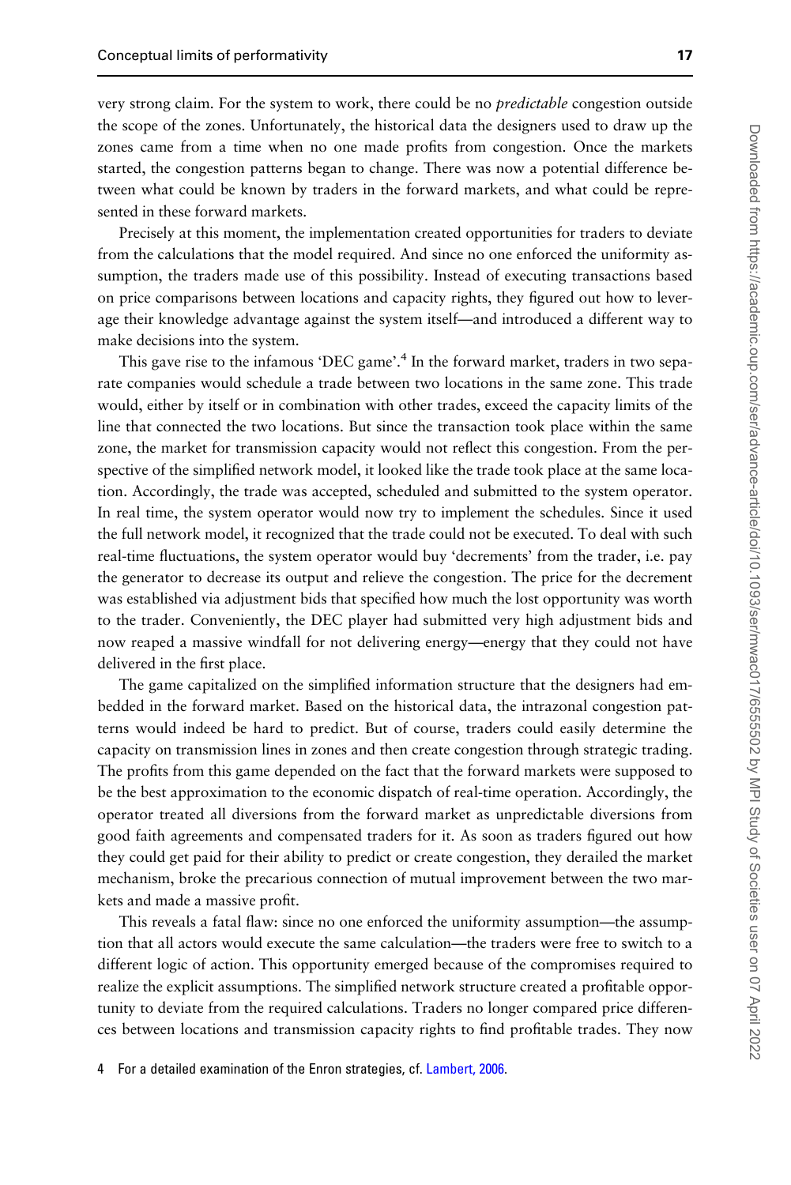very strong claim. For the system to work, there could be no *predictable* congestion outside the scope of the zones. Unfortunately, the historical data the designers used to draw up the zones came from a time when no one made profits from congestion. Once the markets started, the congestion patterns began to change. There was now a potential difference between what could be known by traders in the forward markets, and what could be represented in these forward markets.

Precisely at this moment, the implementation created opportunities for traders to deviate from the calculations that the model required. And since no one enforced the uniformity assumption, the traders made use of this possibility. Instead of executing transactions based on price comparisons between locations and capacity rights, they figured out how to leverage their knowledge advantage against the system itself—and introduced a different way to make decisions into the system.

This gave rise to the infamous 'DEC game'.[4] In the forward market, traders in two separate companies would schedule a trade between two locations in the same zone. This trade would, either by itself or in combination with other trades, exceed the capacity limits of the line that connected the two locations. But since the transaction took place within the same zone, the market for transmission capacity would not reflect this congestion. From the perspective of the simplified network model, it looked like the trade took place at the same location. Accordingly, the trade was accepted, scheduled and submitted to the system operator. In real time, the system operator would now try to implement the schedules. Since it used the full network model, it recognized that the trade could not be executed. To deal with such real-time fluctuations, the system operator would buy 'decrements' from the trader, i.e. pay the generator to decrease its output and relieve the congestion. The price for the decrement was established via adjustment bids that specified how much the lost opportunity was worth to the trader. Conveniently, the DEC player had submitted very high adjustment bids and now reaped a massive windfall for not delivering energy—energy that they could not have delivered in the first place.

The game capitalized on the simplified information structure that the designers had embedded in the forward market. Based on the historical data, the intrazonal congestion patterns would indeed be hard to predict. But of course, traders could easily determine the capacity on transmission lines in zones and then create congestion through strategic trading. The profits from this game depended on the fact that the forward markets were supposed to be the best approximation to the economic dispatch of real-time operation. Accordingly, the operator treated all diversions from the forward market as unpredictable diversions from good faith agreements and compensated traders for it. As soon as traders figured out how they could get paid for their ability to predict or create congestion, they derailed the market mechanism, broke the precarious connection of mutual improvement between the two markets and made a massive profit.

This reveals a fatal flaw: since no one enforced the uniformity assumption—the assumption that all actors would execute the same calculation—the traders were free to switch to a different logic of action. This opportunity emerged because of the compromises required to realize the explicit assumptions. The simplified network structure created a profitable opportunity to deviate from the required calculations. Traders no longer compared price differences between locations and transmission capacity rights to find profitable trades. They now

4 For a detailed examination of the Enron strategies, cf. Lambert, 2006.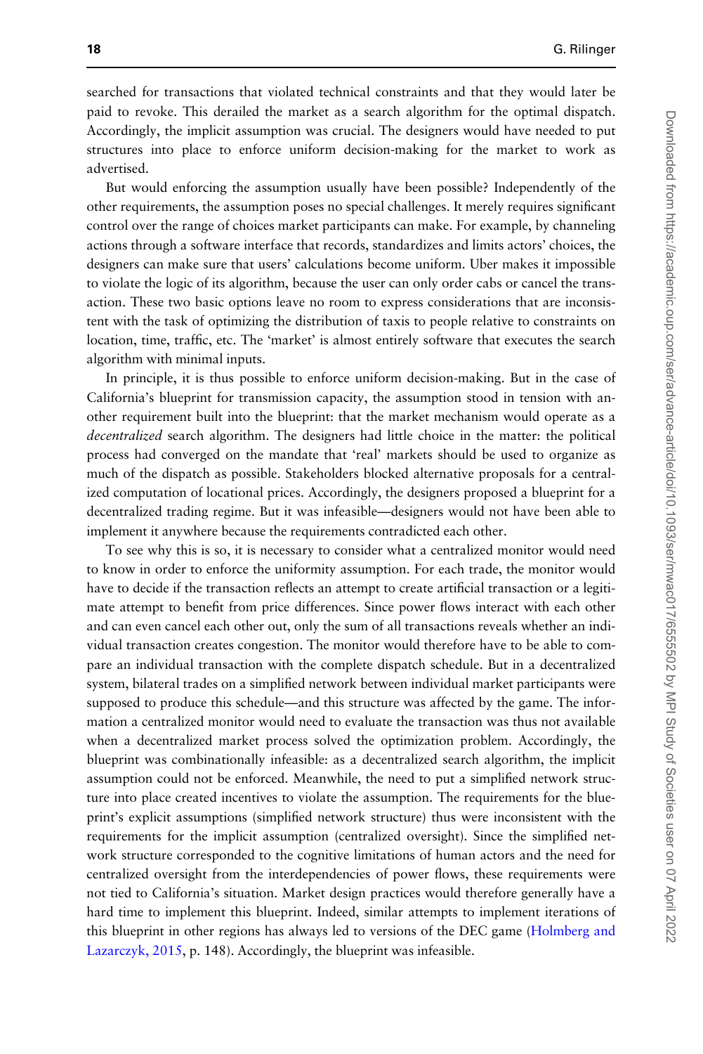searched for transactions that violated technical constraints and that they would later be paid to revoke. This derailed the market as a search algorithm for the optimal dispatch. Accordingly, the implicit assumption was crucial. The designers would have needed to put structures into place to enforce uniform decision-making for the market to work as advertised.

But would enforcing the assumption usually have been possible? Independently of the other requirements, the assumption poses no special challenges. It merely requires significant control over the range of choices market participants can make. For example, by channeling actions through a software interface that records, standardizes and limits actors' choices, the designers can make sure that users' calculations become uniform. Uber makes it impossible to violate the logic of its algorithm, because the user can only order cabs or cancel the transaction. These two basic options leave no room to express considerations that are inconsistent with the task of optimizing the distribution of taxis to people relative to constraints on location, time, traffic, etc. The 'market' is almost entirely software that executes the search algorithm with minimal inputs.

In principle, it is thus possible to enforce uniform decision-making. But in the case of California's blueprint for transmission capacity, the assumption stood in tension with another requirement built into the blueprint: that the market mechanism would operate as a *decentralized* search algorithm. The designers had little choice in the matter: the political process had converged on the mandate that 'real' markets should be used to organize as much of the dispatch as possible. Stakeholders blocked alternative proposals for a centralized computation of locational prices. Accordingly, the designers proposed a blueprint for a decentralized trading regime. But it was infeasible—designers would not have been able to implement it anywhere because the requirements contradicted each other.

To see why this is so, it is necessary to consider what a centralized monitor would need to know in order to enforce the uniformity assumption. For each trade, the monitor would have to decide if the transaction reflects an attempt to create artificial transaction or a legitimate attempt to benefit from price differences. Since power flows interact with each other and can even cancel each other out, only the sum of all transactions reveals whether an individual transaction creates congestion. The monitor would therefore have to be able to compare an individual transaction with the complete dispatch schedule. But in a decentralized system, bilateral trades on a simplified network between individual market participants were supposed to produce this schedule—and this structure was affected by the game. The information a centralized monitor would need to evaluate the transaction was thus not available when a decentralized market process solved the optimization problem. Accordingly, the blueprint was combinationally infeasible: as a decentralized search algorithm, the implicit assumption could not be enforced. Meanwhile, the need to put a simplified network structure into place created incentives to violate the assumption. The requirements for the blueprint's explicit assumptions (simplified network structure) thus were inconsistent with the requirements for the implicit assumption (centralized oversight). Since the simplified network structure corresponded to the cognitive limitations of human actors and the need for centralized oversight from the interdependencies of power flows, these requirements were not tied to California's situation. Market design practices would therefore generally have a hard time to implement this blueprint. Indeed, similar attempts to implement iterations of this blueprint in other regions has always led to versions of the DEC game (Holmberg and Lazarczyk, 2015, p. 148). Accordingly, the blueprint was infeasible.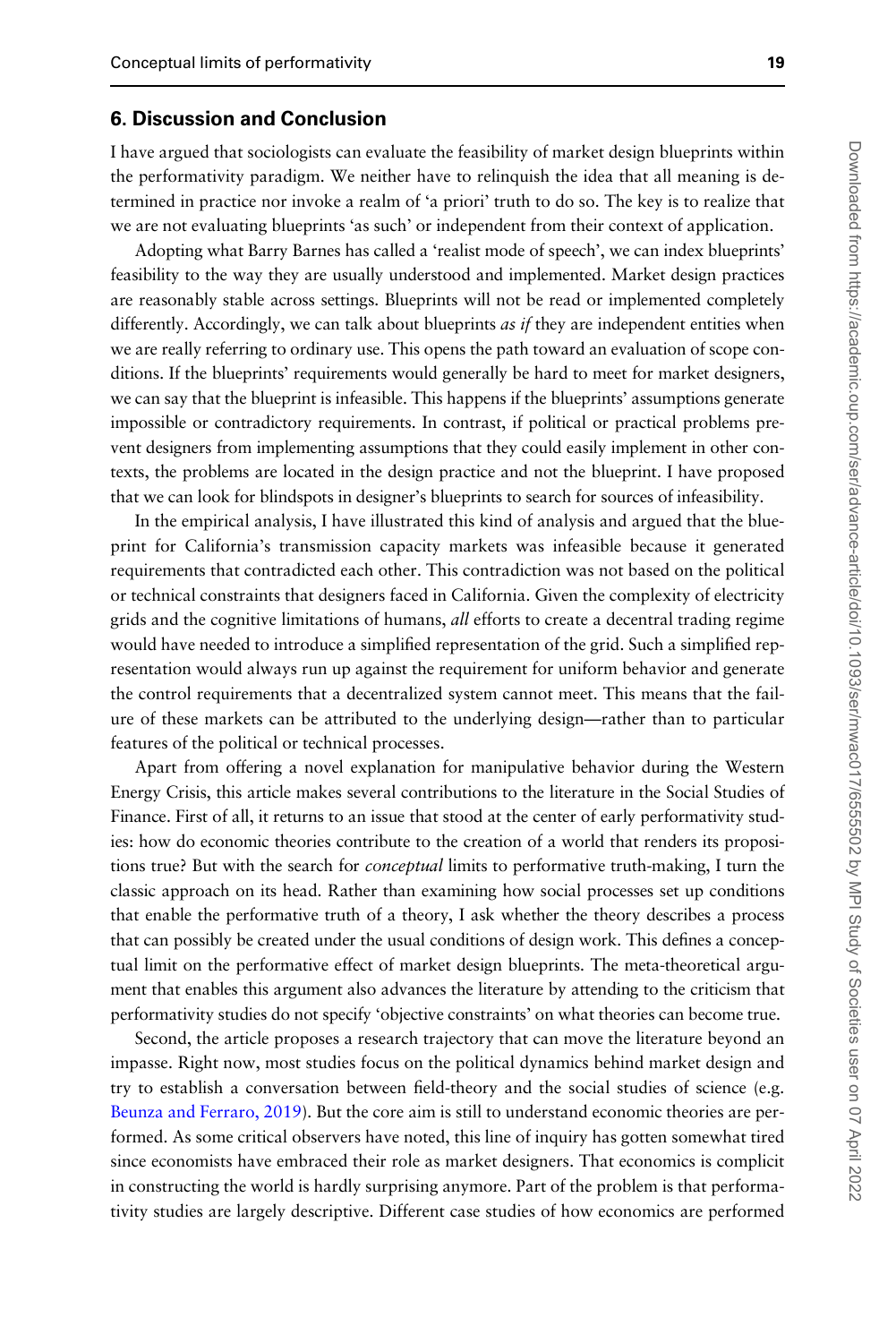## 6. Discussion and Conclusion

I have argued that sociologists can evaluate the feasibility of market design blueprints within the performativity paradigm. We neither have to relinquish the idea that all meaning is determined in practice nor invoke a realm of 'a priori' truth to do so. The key is to realize that we are not evaluating blueprints 'as such' or independent from their context of application.

Adopting what Barry Barnes has called a 'realist mode of speech', we can index blueprints' feasibility to the way they are usually understood and implemented. Market design practices are reasonably stable across settings. Blueprints will not be read or implemented completely differently. Accordingly, we can talk about blueprints *as if* they are independent entities when we are really referring to ordinary use. This opens the path toward an evaluation of scope conditions. If the blueprints' requirements would generally be hard to meet for market designers, we can say that the blueprint is infeasible. This happens if the blueprints' assumptions generate impossible or contradictory requirements. In contrast, if political or practical problems prevent designers from implementing assumptions that they could easily implement in other contexts, the problems are located in the design practice and not the blueprint. I have proposed that we can look for blindspots in designer's blueprints to search for sources of infeasibility.

In the empirical analysis, I have illustrated this kind of analysis and argued that the blueprint for California's transmission capacity markets was infeasible because it generated requirements that contradicted each other. This contradiction was not based on the political or technical constraints that designers faced in California. Given the complexity of electricity grids and the cognitive limitations of humans, *all* efforts to create a decentral trading regime would have needed to introduce a simplified representation of the grid. Such a simplified representation would always run up against the requirement for uniform behavior and generate the control requirements that a decentralized system cannot meet. This means that the failure of these markets can be attributed to the underlying design—rather than to particular features of the political or technical processes.

Apart from offering a novel explanation for manipulative behavior during the Western Energy Crisis, this article makes several contributions to the literature in the Social Studies of Finance. First of all, it returns to an issue that stood at the center of early performativity studies: how do economic theories contribute to the creation of a world that renders its propositions true? But with the search for *conceptual* limits to performative truth-making, I turn the classic approach on its head. Rather than examining how social processes set up conditions that enable the performative truth of a theory, I ask whether the theory describes a process that can possibly be created under the usual conditions of design work. This defines a conceptual limit on the performative effect of market design blueprints. The meta-theoretical argument that enables this argument also advances the literature by attending to the criticism that performativity studies do not specify 'objective constraints' on what theories can become true.

Second, the article proposes a research trajectory that can move the literature beyond an impasse. Right now, most studies focus on the political dynamics behind market design and try to establish a conversation between field-theory and the social studies of science (e.g. Beunza and Ferraro, 2019). But the core aim is still to understand economic theories are performed. As some critical observers have noted, this line of inquiry has gotten somewhat tired since economists have embraced their role as market designers. That economics is complicit in constructing the world is hardly surprising anymore. Part of the problem is that performativity studies are largely descriptive. Different case studies of how economics are performed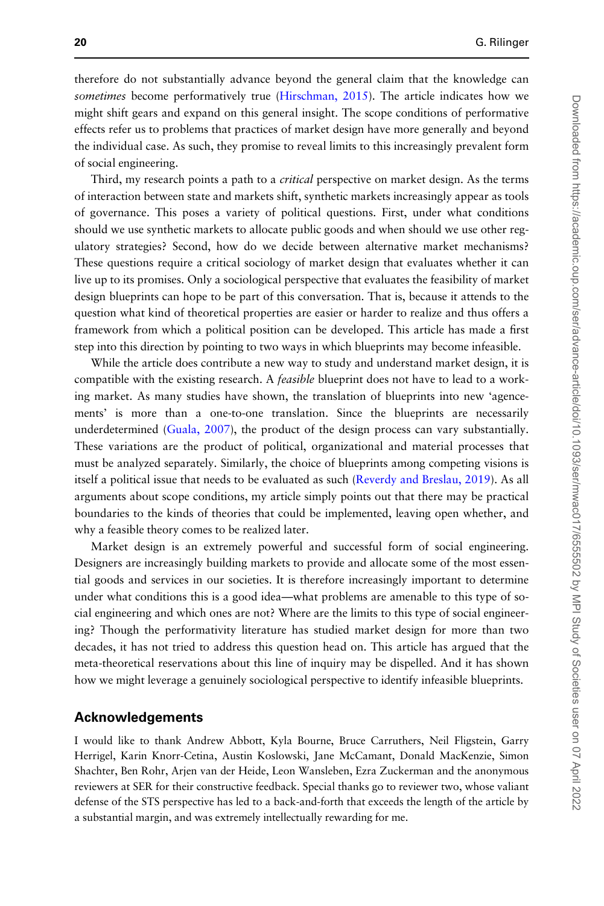therefore do not substantially advance beyond the general claim that the knowledge can *sometimes* become performatively true (Hirschman, 2015). The article indicates how we might shift gears and expand on this general insight. The scope conditions of performative effects refer us to problems that practices of market design have more generally and beyond the individual case. As such, they promise to reveal limits to this increasingly prevalent form of social engineering.

Third, my research points a path to a *critical* perspective on market design. As the terms of interaction between state and markets shift, synthetic markets increasingly appear as tools of governance. This poses a variety of political questions. First, under what conditions should we use synthetic markets to allocate public goods and when should we use other regulatory strategies? Second, how do we decide between alternative market mechanisms? These questions require a critical sociology of market design that evaluates whether it can live up to its promises. Only a sociological perspective that evaluates the feasibility of market design blueprints can hope to be part of this conversation. That is, because it attends to the question what kind of theoretical properties are easier or harder to realize and thus offers a framework from which a political position can be developed. This article has made a first step into this direction by pointing to two ways in which blueprints may become infeasible.

While the article does contribute a new way to study and understand market design, it is compatible with the existing research. A *feasible* blueprint does not have to lead to a working market. As many studies have shown, the translation of blueprints into new 'agencements' is more than a one-to-one translation. Since the blueprints are necessarily underdetermined (Guala, 2007), the product of the design process can vary substantially. These variations are the product of political, organizational and material processes that must be analyzed separately. Similarly, the choice of blueprints among competing visions is itself a political issue that needs to be evaluated as such (Reverdy and Breslau, 2019). As all arguments about scope conditions, my article simply points out that there may be practical boundaries to the kinds of theories that could be implemented, leaving open whether, and why a feasible theory comes to be realized later.

Market design is an extremely powerful and successful form of social engineering. Designers are increasingly building markets to provide and allocate some of the most essential goods and services in our societies. It is therefore increasingly important to determine under what conditions this is a good idea—what problems are amenable to this type of social engineering and which ones are not? Where are the limits to this type of social engineering? Though the performativity literature has studied market design for more than two decades, it has not tried to address this question head on. This article has argued that the meta-theoretical reservations about this line of inquiry may be dispelled. And it has shown how we might leverage a genuinely sociological perspective to identify infeasible blueprints.

## Acknowledgements

I would like to thank Andrew Abbott, Kyla Bourne, Bruce Carruthers, Neil Fligstein, Garry Herrigel, Karin Knorr-Cetina, Austin Koslowski, Jane McCamant, Donald MacKenzie, Simon Shachter, Ben Rohr, Arjen van der Heide, Leon Wansleben, Ezra Zuckerman and the anonymous reviewers at SER for their constructive feedback. Special thanks go to reviewer two, whose valiant defense of the STS perspective has led to a back-and-forth that exceeds the length of the article by a substantial margin, and was extremely intellectually rewarding for me.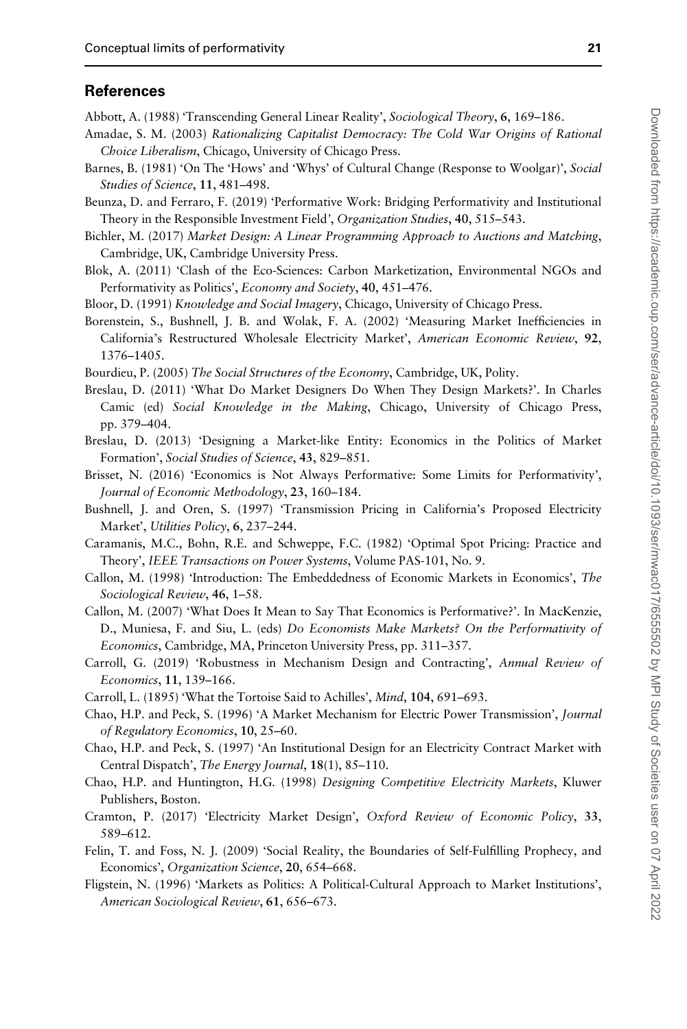## References

Abbott, A. (1988) 'Transcending General Linear Reality', *Sociological Theory*, **6**, 169–186.

Amadae, S. M. (2003) *Rationalizing Capitalist Democracy: The Cold War Origins of Rational Choice Liberalism*, Chicago, University of Chicago Press.

Barnes, B. (1981) 'On The 'Hows' and 'Whys' of Cultural Change (Response to Woolgar)', *Social Studies of Science*, **11**, 481–498.

Beunza, D. and Ferraro, F. (2019) 'Performative Work: Bridging Performativity and Institutional Theory in the Responsible Investment Field', *Organization Studies*, **40**, 515–543.

Bichler, M. (2017) *Market Design: A Linear Programming Approach to Auctions and Matching*, Cambridge, UK, Cambridge University Press.

Blok, A. (2011) 'Clash of the Eco-Sciences: Carbon Marketization, Environmental NGOs and Performativity as Politics', *Economy and Society*, **40**, 451–476.

Bloor, D. (1991) *Knowledge and Social Imagery*, Chicago, University of Chicago Press.

Borenstein, S., Bushnell, J. B. and Wolak, F. A. (2002) 'Measuring Market Inefficiencies in California's Restructured Wholesale Electricity Market', *American Economic Review*, **92**, 1376–1405.

Bourdieu, P. (2005) *The Social Structures of the Economy*, Cambridge, UK, Polity.

Breslau, D. (2011) 'What Do Market Designers Do When They Design Markets?'. In Charles Camic (ed) *Social Knowledge in the Making*, Chicago, University of Chicago Press, pp. 379–404.

Breslau, D. (2013) 'Designing a Market-like Entity: Economics in the Politics of Market Formation', *Social Studies of Science*, **43**, 829–851.

Brisset, N. (2016) 'Economics is Not Always Performative: Some Limits for Performativity', *Journal of Economic Methodology*, **23**, 160–184.

Bushnell, J. and Oren, S. (1997) 'Transmission Pricing in California's Proposed Electricity Market', *Utilities Policy*, **6**, 237–244.

Caramanis, M.C., Bohn, R.E. and Schweppe, F.C. (1982) 'Optimal Spot Pricing: Practice and Theory', *IEEE Transactions on Power Systems*, Volume PAS-101, No. 9.

Callon, M. (1998) 'Introduction: The Embeddedness of Economic Markets in Economics', *The Sociological Review*, **46**, 1–58.

Callon, M. (2007) 'What Does It Mean to Say That Economics is Performative?'. In MacKenzie, D., Muniesa, F. and Siu, L. (eds) *Do Economists Make Markets? On the Performativity of Economics*, Cambridge, MA, Princeton University Press, pp. 311–357.

Carroll, G. (2019) 'Robustness in Mechanism Design and Contracting', *Annual Review of Economics*, **11**, 139–166.

Carroll, L. (1895) 'What the Tortoise Said to Achilles', *Mind*, **104**, 691–693.

Chao, H.P. and Peck, S. (1996) 'A Market Mechanism for Electric Power Transmission', *Journal of Regulatory Economics*, **10**, 25–60.

Chao, H.P. and Peck, S. (1997) 'An Institutional Design for an Electricity Contract Market with Central Dispatch', *The Energy Journal*, **18**(1), 85–110.

Chao, H.P. and Huntington, H.G. (1998) *Designing Competitive Electricity Markets*, Kluwer Publishers, Boston.

Cramton, P. (2017) 'Electricity Market Design', *Oxford Review of Economic Policy*, **33**, 589–612.

Felin, T. and Foss, N. J. (2009) 'Social Reality, the Boundaries of Self-Fulfilling Prophecy, and Economics', *Organization Science*, **20**, 654–668.

Fligstein, N. (1996) 'Markets as Politics: A Political-Cultural Approach to Market Institutions', *American Sociological Review*, **61**, 656–673.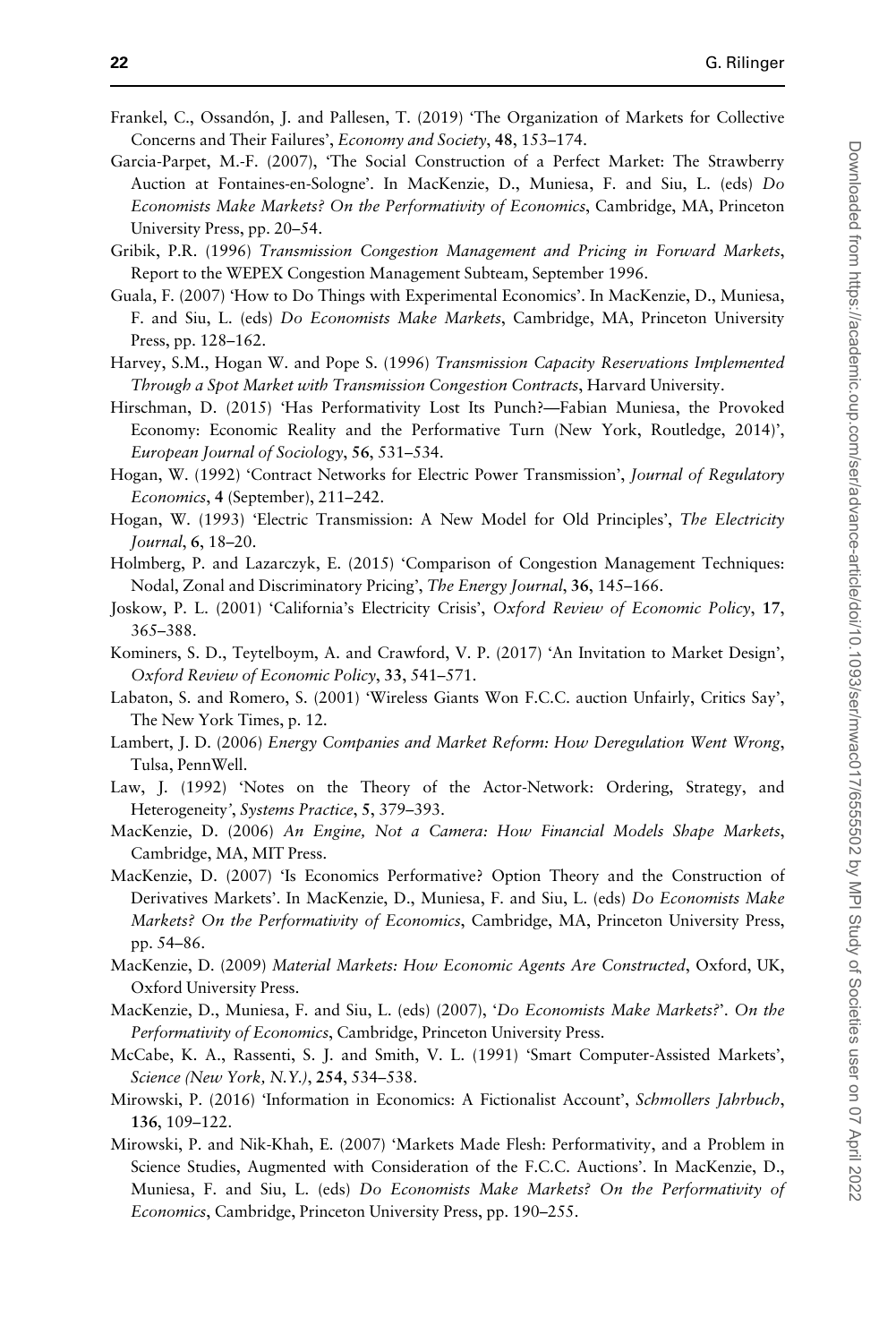Frankel, C., Ossandón, J. and Pallesen, T. (2019) 'The Organization of Markets for Collective Concerns and Their Failures', *Economy and Society*, **48**, 153–174.

Garcia-Parpet, M.-F. (2007), 'The Social Construction of a Perfect Market: The Strawberry Auction at Fontaines-en-Sologne'. In MacKenzie, D., Muniesa, F. and Siu, L. (eds) *Do Economists Make Markets? On the Performativity of Economics*, Cambridge, MA, Princeton University Press, pp. 20–54.

Gribik, P.R. (1996) *Transmission Congestion Management and Pricing in Forward Markets*, Report to the WEPEX Congestion Management Subteam, September 1996.

Guala, F. (2007) 'How to Do Things with Experimental Economics'. In MacKenzie, D., Muniesa, F. and Siu, L. (eds) *Do Economists Make Markets*, Cambridge, MA, Princeton University Press, pp. 128–162.

Harvey, S.M., Hogan W. and Pope S. (1996) *Transmission Capacity Reservations Implemented Through a Spot Market with Transmission Congestion Contracts*, Harvard University.

Hirschman, D. (2015) 'Has Performativity Lost Its Punch?—Fabian Muniesa, the Provoked Economy: Economic Reality and the Performative Turn (New York, Routledge, 2014)', *European Journal of Sociology*, **56**, 531–534.

Hogan, W. (1992) 'Contract Networks for Electric Power Transmission', *Journal of Regulatory Economics*, **4** (September), 211–242.

Hogan, W. (1993) 'Electric Transmission: A New Model for Old Principles', *The Electricity Journal*, **6**, 18–20.

Holmberg, P. and Lazarczyk, E. (2015) 'Comparison of Congestion Management Techniques: Nodal, Zonal and Discriminatory Pricing', *The Energy Journal*, **36**, 145–166.

Joskow, P. L. (2001) 'California's Electricity Crisis', *Oxford Review of Economic Policy*, **17**, 365–388.

Kominers, S. D., Teytelboym, A. and Crawford, V. P. (2017) 'An Invitation to Market Design', *Oxford Review of Economic Policy*, **33**, 541–571.

Labaton, S. and Romero, S. (2001) 'Wireless Giants Won F.C.C. auction Unfairly, Critics Say', The New York Times, p. 12.

Lambert, J. D. (2006) *Energy Companies and Market Reform: How Deregulation Went Wrong*, Tulsa, PennWell.

Law, J. (1992) 'Notes on the Theory of the Actor-Network: Ordering, Strategy, and Heterogeneity', *Systems Practice*, **5**, 379–393.

MacKenzie, D. (2006) *An Engine, Not a Camera: How Financial Models Shape Markets*, Cambridge, MA, MIT Press.

MacKenzie, D. (2007) 'Is Economics Performative? Option Theory and the Construction of Derivatives Markets'. In MacKenzie, D., Muniesa, F. and Siu, L. (eds) *Do Economists Make Markets? On the Performativity of Economics*, Cambridge, MA, Princeton University Press, pp. 54–86.

MacKenzie, D. (2009) *Material Markets: How Economic Agents Are Constructed*, Oxford, UK, Oxford University Press.

MacKenzie, D., Muniesa, F. and Siu, L. (eds) (2007), '*Do Economists Make Markets?*'. *On the Performativity of Economics*, Cambridge, Princeton University Press.

McCabe, K. A., Rassenti, S. J. and Smith, V. L. (1991) 'Smart Computer-Assisted Markets', *Science (New York, N.Y.)*, **254**, 534–538.

Mirowski, P. (2016) 'Information in Economics: A Fictionalist Account', *Schmollers Jahrbuch*, **136**, 109–122.

Mirowski, P. and Nik-Khah, E. (2007) 'Markets Made Flesh: Performativity, and a Problem in Science Studies, Augmented with Consideration of the F.C.C. Auctions'. In MacKenzie, D., Muniesa, F. and Siu, L. (eds) *Do Economists Make Markets? On the Performativity of Economics*, Cambridge, Princeton University Press, pp. 190–255.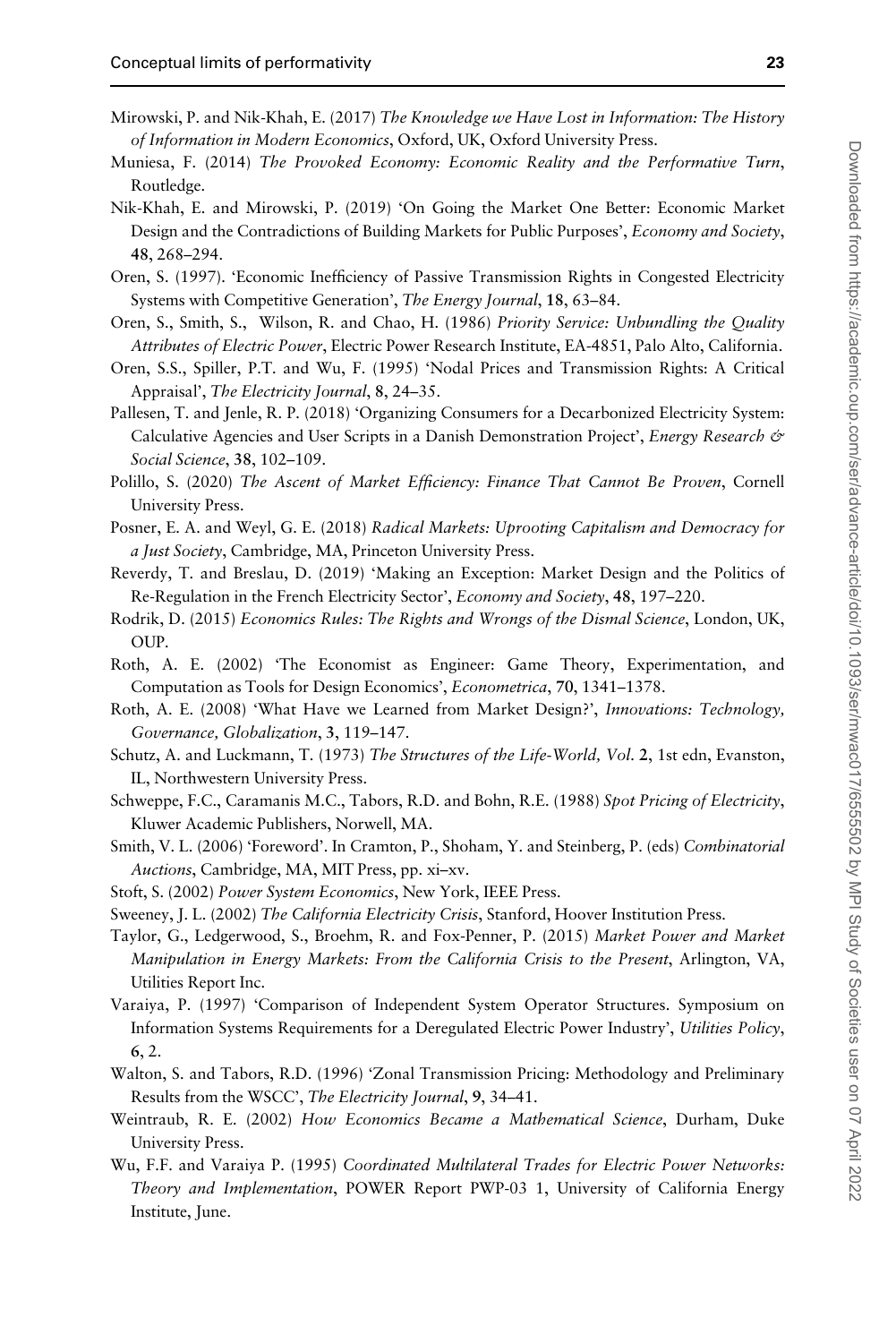Mirowski, P. and Nik-Khah, E. (2017) *The Knowledge we Have Lost in Information: The History of Information in Modern Economics*, Oxford, UK, Oxford University Press.

Muniesa, F. (2014) *The Provoked Economy: Economic Reality and the Performative Turn*, Routledge.

Nik-Khah, E. and Mirowski, P. (2019) 'On Going the Market One Better: Economic Market Design and the Contradictions of Building Markets for Public Purposes', *Economy and Society*, **48**, 268–294.

Oren, S. (1997). 'Economic Inefficiency of Passive Transmission Rights in Congested Electricity Systems with Competitive Generation', *The Energy Journal*, **18**, 63–84.

Oren, S., Smith, S., Wilson, R. and Chao, H. (1986) *Priority Service: Unbundling the Quality Attributes of Electric Power*, Electric Power Research Institute, EA-4851, Palo Alto, California.

Oren, S.S., Spiller, P.T. and Wu, F. (1995) 'Nodal Prices and Transmission Rights: A Critical Appraisal', *The Electricity Journal*, **8**, 24–35.

Pallesen, T. and Jenle, R. P. (2018) 'Organizing Consumers for a Decarbonized Electricity System: Calculative Agencies and User Scripts in a Danish Demonstration Project', *Energy Research & Social Science*, **38**, 102–109.

Polillo, S. (2020) *The Ascent of Market Efficiency: Finance That Cannot Be Proven*, Cornell University Press.

Posner, E. A. and Weyl, G. E. (2018) *Radical Markets: Uprooting Capitalism and Democracy for a Just Society*, Cambridge, MA, Princeton University Press.

Reverdy, T. and Breslau, D. (2019) 'Making an Exception: Market Design and the Politics of Re-Regulation in the French Electricity Sector', *Economy and Society*, **48**, 197–220.

Rodrik, D. (2015) *Economics Rules: The Rights and Wrongs of the Dismal Science*, London, UK, OUP.

Roth, A. E. (2002) 'The Economist as Engineer: Game Theory, Experimentation, and Computation as Tools for Design Economics', *Econometrica*, **70**, 1341–1378.

Roth, A. E. (2008) 'What Have we Learned from Market Design?', *Innovations: Technology, Governance, Globalization*, **3**, 119–147.

Schutz, A. and Luckmann, T. (1973) *The Structures of the Life-World, Vol.* **2**, 1st edn, Evanston, IL, Northwestern University Press.

Schweppe, F.C., Caramanis M.C., Tabors, R.D. and Bohn, R.E. (1988) *Spot Pricing of Electricity*, Kluwer Academic Publishers, Norwell, MA.

Smith, V. L. (2006) 'Foreword'. In Cramton, P., Shoham, Y. and Steinberg, P. (eds) *Combinatorial Auctions*, Cambridge, MA, MIT Press, pp. xi–xv.

Stoft, S. (2002) *Power System Economics*, New York, IEEE Press.

Sweeney, J. L. (2002) *The California Electricity Crisis*, Stanford, Hoover Institution Press.

Taylor, G., Ledgerwood, S., Broehm, R. and Fox-Penner, P. (2015) *Market Power and Market Manipulation in Energy Markets: From the California Crisis to the Present*, Arlington, VA, Utilities Report Inc.

Varaiya, P. (1997) 'Comparison of Independent System Operator Structures. Symposium on Information Systems Requirements for a Deregulated Electric Power Industry', *Utilities Policy*, **6**, 2.

Walton, S. and Tabors, R.D. (1996) 'Zonal Transmission Pricing: Methodology and Preliminary Results from the WSCC', *The Electricity Journal*, **9**, 34–41.

Weintraub, R. E. (2002) *How Economics Became a Mathematical Science*, Durham, Duke University Press.

Wu, F.F. and Varaiya P. (1995) *Coordinated Multilateral Trades for Electric Power Networks: Theory and Implementation*, POWER Report PWP-03 1, University of California Energy Institute, June.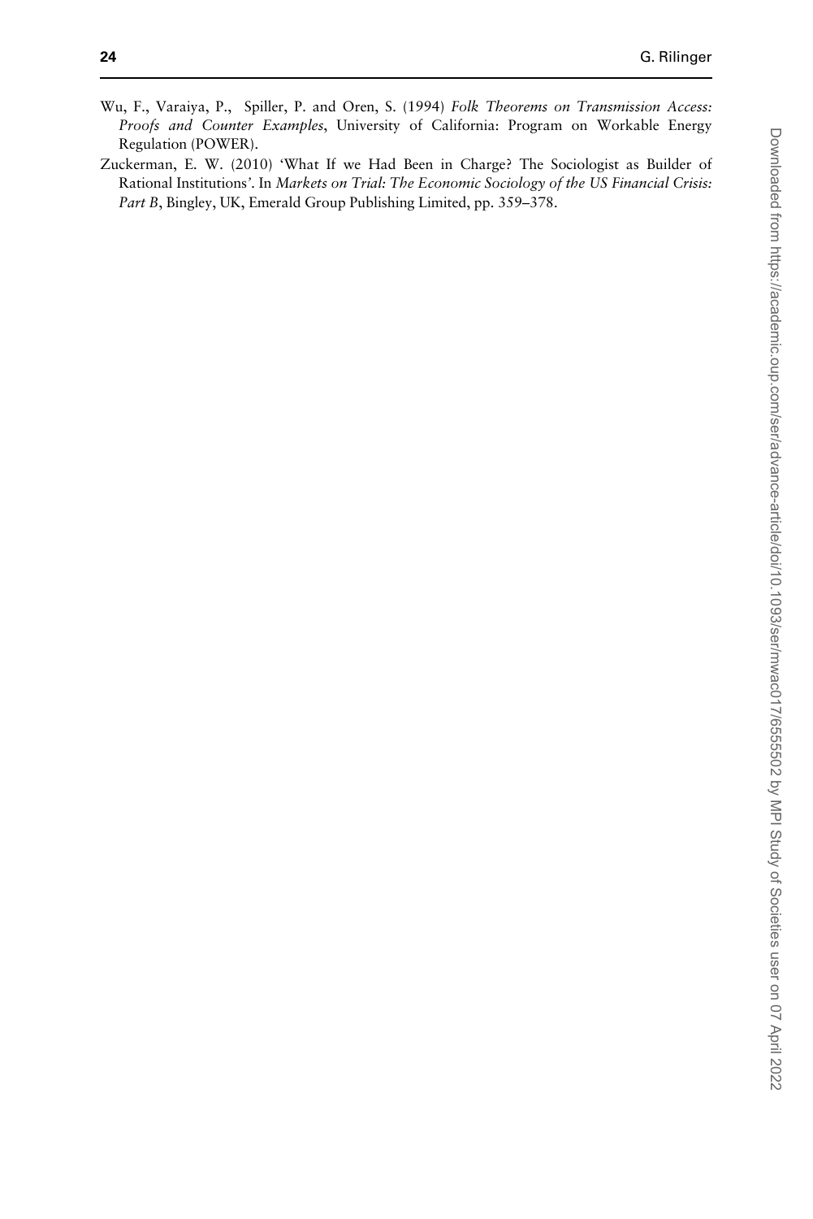Wu, F., Varaiya, P., Spiller, P. and Oren, S. (1994) *Folk Theorems on Transmission Access: Proofs and Counter Examples*, University of California: Program on Workable Energy Regulation (POWER).

Zuckerman, E. W. (2010) 'What If we Had Been in Charge? The Sociologist as Builder of Rational Institutions'. In *Markets on Trial: The Economic Sociology of the US Financial Crisis: Part B*, Bingley, UK, Emerald Group Publishing Limited, pp. 359–378.